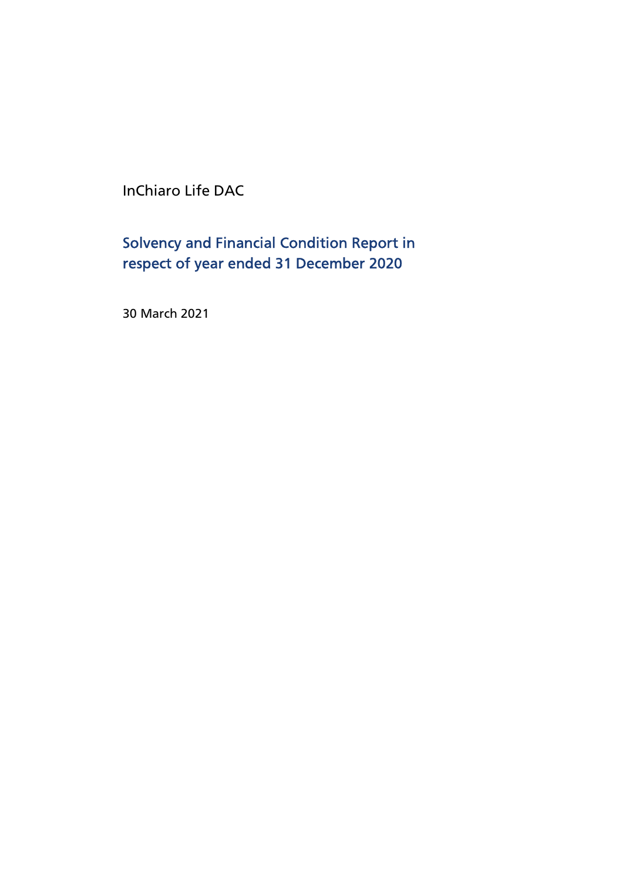InChiaro Life DAC

# Solvency and Financial Condition Report in respect of year ended 31 December 2020

30 March 2021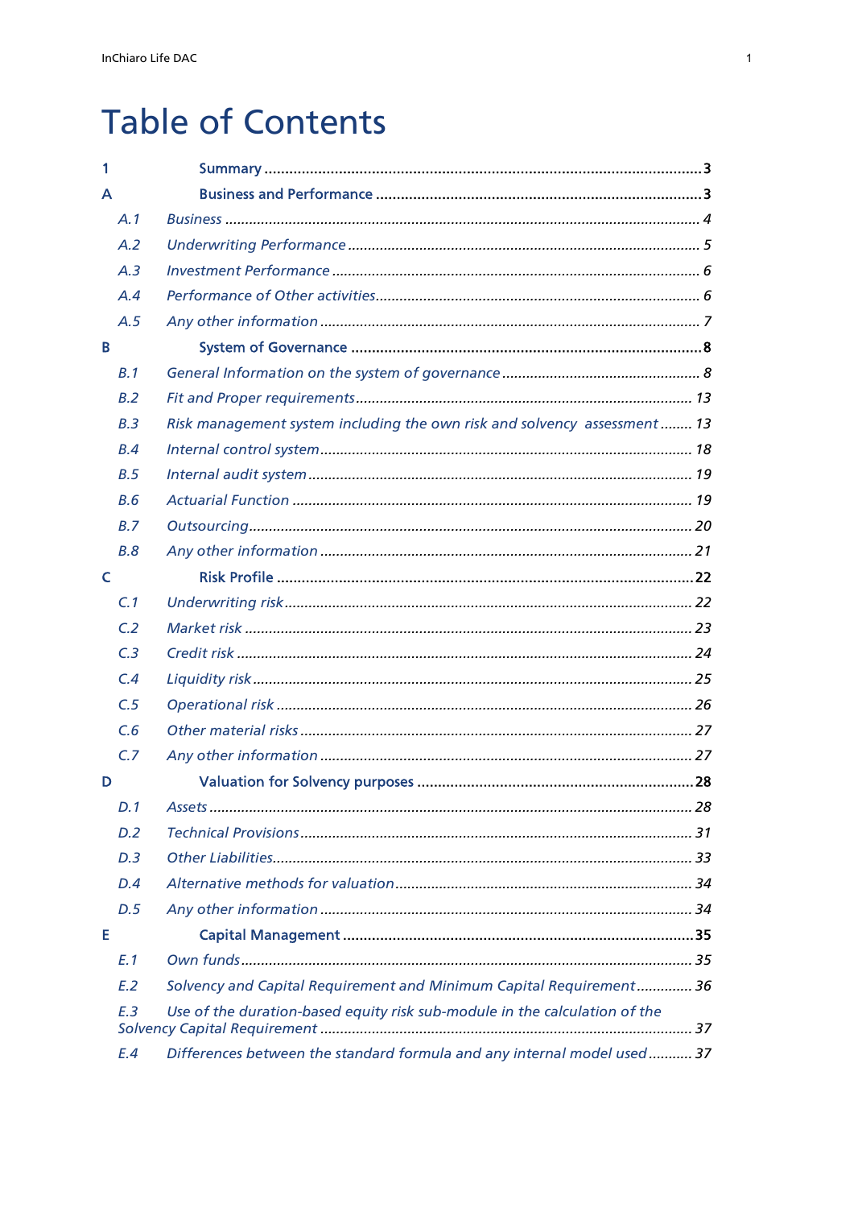# Table of Contents

| | | |
|---|---|---|
| **1** | **Summary** | **3** |
| **A** | **Business and Performance** | **3** |
| *A.1* | *Business* | *4* |
| *A.2* | *Underwriting Performance* | *5* |
| *A.3* | *Investment Performance* | *6* |
| *A.4* | *Performance of Other activities* | *6* |
| *A.5* | *Any other information* | *7* |
| **B** | **System of Governance** | **8** |
| *B.1* | *General Information on the system of governance* | *8* |
| *B.2* | *Fit and Proper requirements* | *13* |
| *B.3* | *Risk management system including the own risk and solvency assessment* | *13* |
| *B.4* | *Internal control system* | *18* |
| *B.5* | *Internal audit system* | *19* |
| *B.6* | *Actuarial Function* | *19* |
| *B.7* | *Outsourcing* | *20* |
| *B.8* | *Any other information* | *21* |
| **C** | **Risk Profile** | **22** |
| *C.1* | *Underwriting risk* | *22* |
| *C.2* | *Market risk* | *23* |
| *C.3* | *Credit risk* | *24* |
| *C.4* | *Liquidity risk* | *25* |
| *C.5* | *Operational risk* | *26* |
| *C.6* | *Other material risks* | *27* |
| *C.7* | *Any other information* | *27* |
| **D** | **Valuation for Solvency purposes** | **28** |
| *D.1* | *Assets* | *28* |
| *D.2* | *Technical Provisions* | *31* |
| *D.3* | *Other Liabilities* | *33* |
| *D.4* | *Alternative methods for valuation* | *34* |
| *D.5* | *Any other information* | *34* |
| **E** | **Capital Management** | **35** |
| *E.1* | *Own funds* | *35* |
| *E.2* | *Solvency and Capital Requirement and Minimum Capital Requirement* | *36* |
| *E.3* | *Use of the duration-based equity risk sub-module in the calculation of the Solvency Capital Requirement* | *37* |
| *E.4* | *Differences between the standard formula and any internal model used* | *37* |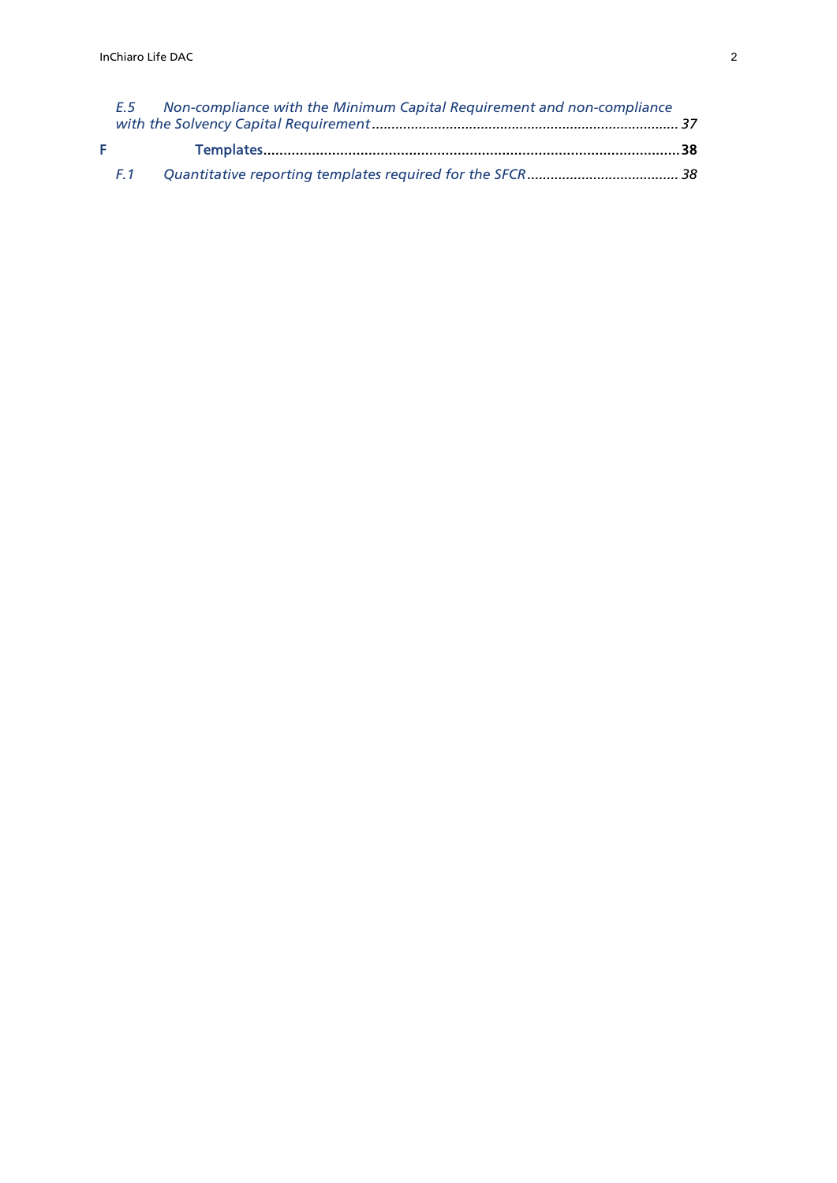*E.5 Non-compliance with the Minimum Capital Requirement and non-compliance with the Solvency Capital Requirement ............................................................................. 37*

**F Templates ....................................................................................................... 38**

*F.1 Quantitative reporting templates required for the SFCR ....................................... 38*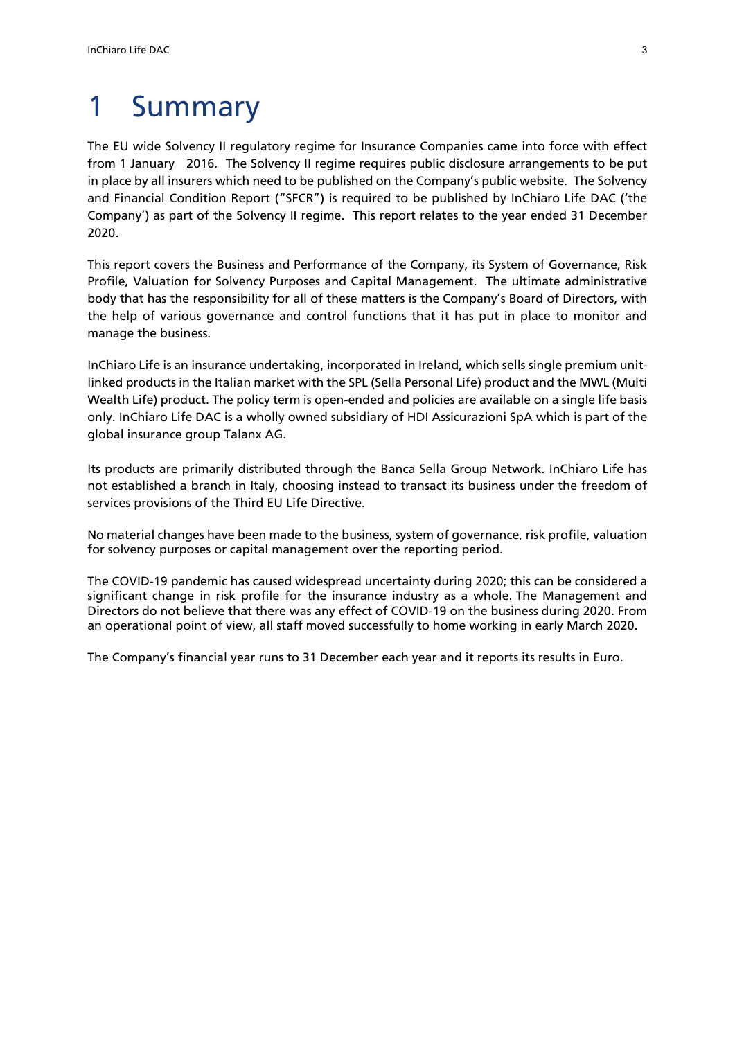# 1 Summary

The EU wide Solvency II regulatory regime for Insurance Companies came into force with effect from 1 January 2016. The Solvency II regime requires public disclosure arrangements to be put in place by all insurers which need to be published on the Company's public website. The Solvency and Financial Condition Report ("SFCR") is required to be published by InChiaro Life DAC ('the Company') as part of the Solvency II regime. This report relates to the year ended 31 December 2020.

This report covers the Business and Performance of the Company, its System of Governance, Risk Profile, Valuation for Solvency Purposes and Capital Management. The ultimate administrative body that has the responsibility for all of these matters is the Company's Board of Directors, with the help of various governance and control functions that it has put in place to monitor and manage the business.

InChiaro Life is an insurance undertaking, incorporated in Ireland, which sells single premium unit-linked products in the Italian market with the SPL (Sella Personal Life) product and the MWL (Multi Wealth Life) product. The policy term is open-ended and policies are available on a single life basis only. InChiaro Life DAC is a wholly owned subsidiary of HDI Assicurazioni SpA which is part of the global insurance group Talanx AG.

Its products are primarily distributed through the Banca Sella Group Network. InChiaro Life has not established a branch in Italy, choosing instead to transact its business under the freedom of services provisions of the Third EU Life Directive.

No material changes have been made to the business, system of governance, risk profile, valuation for solvency purposes or capital management over the reporting period.

The COVID-19 pandemic has caused widespread uncertainty during 2020; this can be considered a significant change in risk profile for the insurance industry as a whole. The Management and Directors do not believe that there was any effect of COVID-19 on the business during 2020. From an operational point of view, all staff moved successfully to home working in early March 2020.

The Company's financial year runs to 31 December each year and it reports its results in Euro.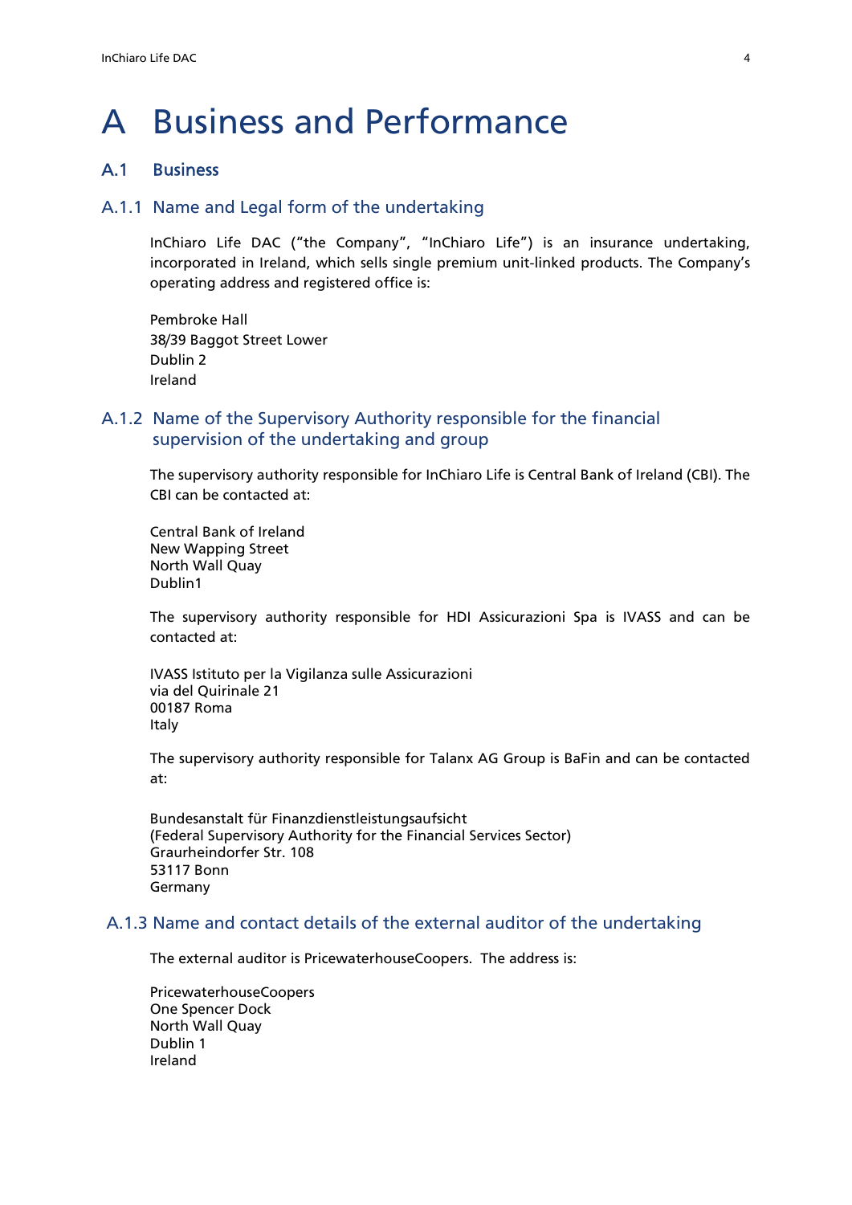# A Business and Performance

## A.1 Business

### A.1.1 Name and Legal form of the undertaking

InChiaro Life DAC ("the Company", "InChiaro Life") is an insurance undertaking, incorporated in Ireland, which sells single premium unit-linked products. The Company's operating address and registered office is:

Pembroke Hall
38/39 Baggot Street Lower
Dublin 2
Ireland

### A.1.2 Name of the Supervisory Authority responsible for the financial supervision of the undertaking and group

The supervisory authority responsible for InChiaro Life is Central Bank of Ireland (CBI). The CBI can be contacted at:

Central Bank of Ireland
New Wapping Street
North Wall Quay
Dublin1

The supervisory authority responsible for HDI Assicurazioni Spa is IVASS and can be contacted at:

IVASS Istituto per la Vigilanza sulle Assicurazioni
via del Quirinale 21
00187 Roma
Italy

The supervisory authority responsible for Talanx AG Group is BaFin and can be contacted at:

Bundesanstalt für Finanzdienstleistungsaufsicht
(Federal Supervisory Authority for the Financial Services Sector)
Graurheindorfer Str. 108
53117 Bonn
Germany

### A.1.3 Name and contact details of the external auditor of the undertaking

The external auditor is PricewaterhouseCoopers. The address is:

PricewaterhouseCoopers
One Spencer Dock
North Wall Quay
Dublin 1
Ireland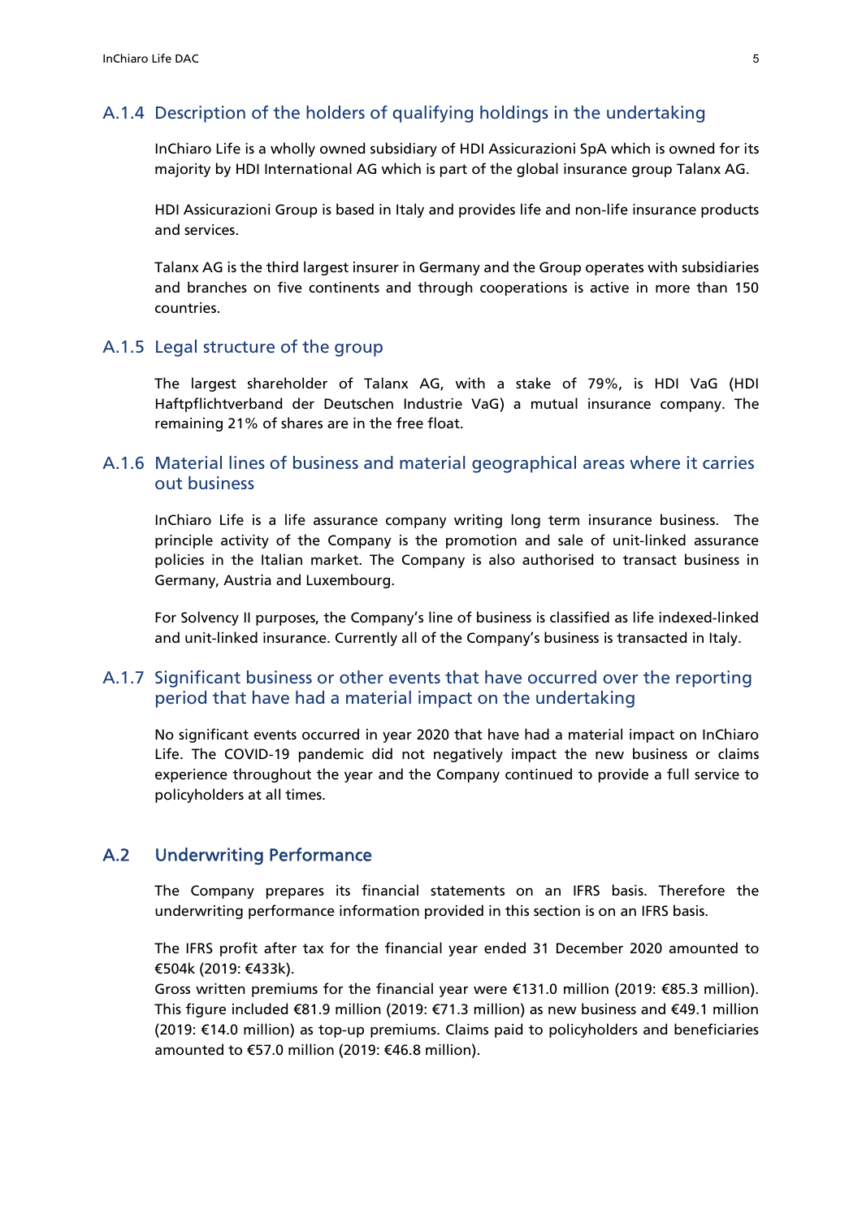### A.1.4 Description of the holders of qualifying holdings in the undertaking

InChiaro Life is a wholly owned subsidiary of HDI Assicurazioni SpA which is owned for its majority by HDI International AG which is part of the global insurance group Talanx AG.

HDI Assicurazioni Group is based in Italy and provides life and non-life insurance products and services.

Talanx AG is the third largest insurer in Germany and the Group operates with subsidiaries and branches on five continents and through cooperations is active in more than 150 countries.

### A.1.5 Legal structure of the group

The largest shareholder of Talanx AG, with a stake of 79%, is HDI VaG (HDI Haftpflichtverband der Deutschen Industrie VaG) a mutual insurance company. The remaining 21% of shares are in the free float.

### A.1.6 Material lines of business and material geographical areas where it carries out business

InChiaro Life is a life assurance company writing long term insurance business. The principle activity of the Company is the promotion and sale of unit-linked assurance policies in the Italian market. The Company is also authorised to transact business in Germany, Austria and Luxembourg.

For Solvency II purposes, the Company's line of business is classified as life indexed-linked and unit-linked insurance. Currently all of the Company's business is transacted in Italy.

### A.1.7 Significant business or other events that have occurred over the reporting period that have had a material impact on the undertaking

No significant events occurred in year 2020 that have had a material impact on InChiaro Life. The COVID-19 pandemic did not negatively impact the new business or claims experience throughout the year and the Company continued to provide a full service to policyholders at all times.

## A.2 Underwriting Performance

The Company prepares its financial statements on an IFRS basis. Therefore the underwriting performance information provided in this section is on an IFRS basis.

The IFRS profit after tax for the financial year ended 31 December 2020 amounted to €504k (2019: €433k).
Gross written premiums for the financial year were €131.0 million (2019: €85.3 million). This figure included €81.9 million (2019: €71.3 million) as new business and €49.1 million (2019: €14.0 million) as top-up premiums. Claims paid to policyholders and beneficiaries amounted to €57.0 million (2019: €46.8 million).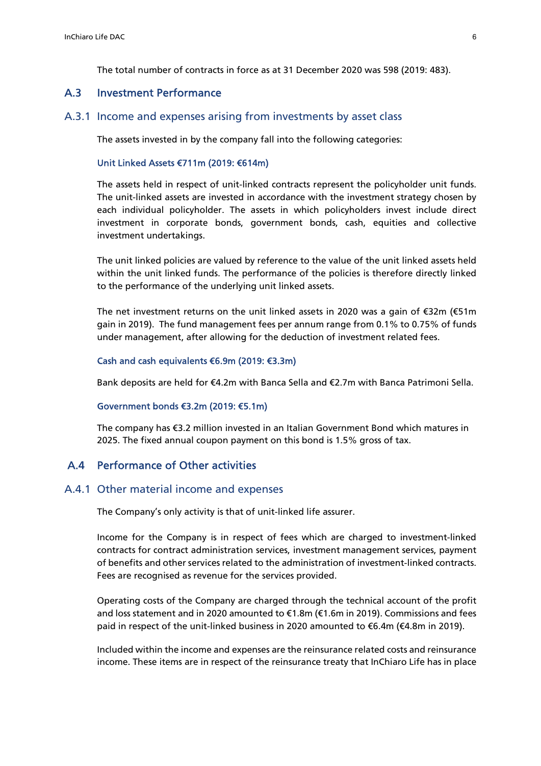The total number of contracts in force as at 31 December 2020 was 598 (2019: 483).

## A.3 Investment Performance

### A.3.1 Income and expenses arising from investments by asset class

The assets invested in by the company fall into the following categories:

#### Unit Linked Assets €711m (2019: €614m)

The assets held in respect of unit-linked contracts represent the policyholder unit funds. The unit-linked assets are invested in accordance with the investment strategy chosen by each individual policyholder. The assets in which policyholders invest include direct investment in corporate bonds, government bonds, cash, equities and collective investment undertakings.

The unit linked policies are valued by reference to the value of the unit linked assets held within the unit linked funds. The performance of the policies is therefore directly linked to the performance of the underlying unit linked assets.

The net investment returns on the unit linked assets in 2020 was a gain of €32m (€51m gain in 2019). The fund management fees per annum range from 0.1% to 0.75% of funds under management, after allowing for the deduction of investment related fees.

#### Cash and cash equivalents €6.9m (2019: €3.3m)

Bank deposits are held for €4.2m with Banca Sella and €2.7m with Banca Patrimoni Sella.

#### Government bonds €3.2m (2019: €5.1m)

The company has €3.2 million invested in an Italian Government Bond which matures in 2025. The fixed annual coupon payment on this bond is 1.5% gross of tax.

## A.4 Performance of Other activities

### A.4.1 Other material income and expenses

The Company's only activity is that of unit-linked life assurer.

Income for the Company is in respect of fees which are charged to investment-linked contracts for contract administration services, investment management services, payment of benefits and other services related to the administration of investment-linked contracts. Fees are recognised as revenue for the services provided.

Operating costs of the Company are charged through the technical account of the profit and loss statement and in 2020 amounted to €1.8m (€1.6m in 2019). Commissions and fees paid in respect of the unit-linked business in 2020 amounted to €6.4m (€4.8m in 2019).

Included within the income and expenses are the reinsurance related costs and reinsurance income. These items are in respect of the reinsurance treaty that InChiaro Life has in place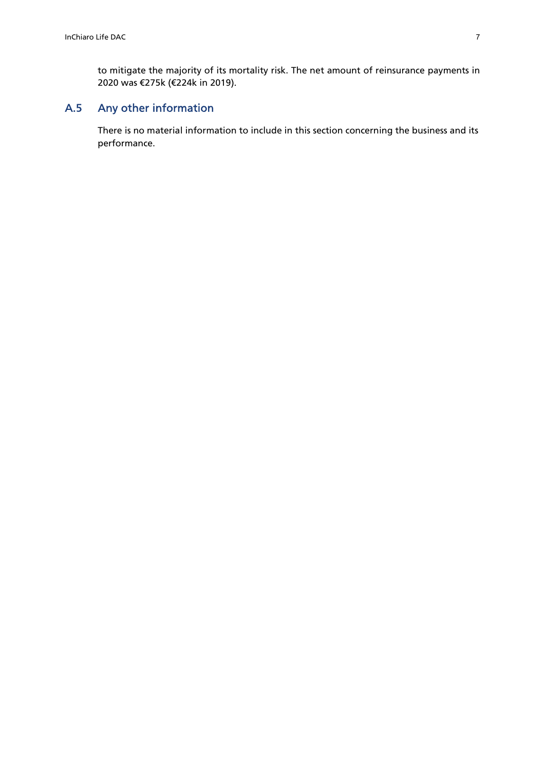to mitigate the majority of its mortality risk. The net amount of reinsurance payments in 2020 was €275k (€224k in 2019).

## A.5 Any other information

There is no material information to include in this section concerning the business and its performance.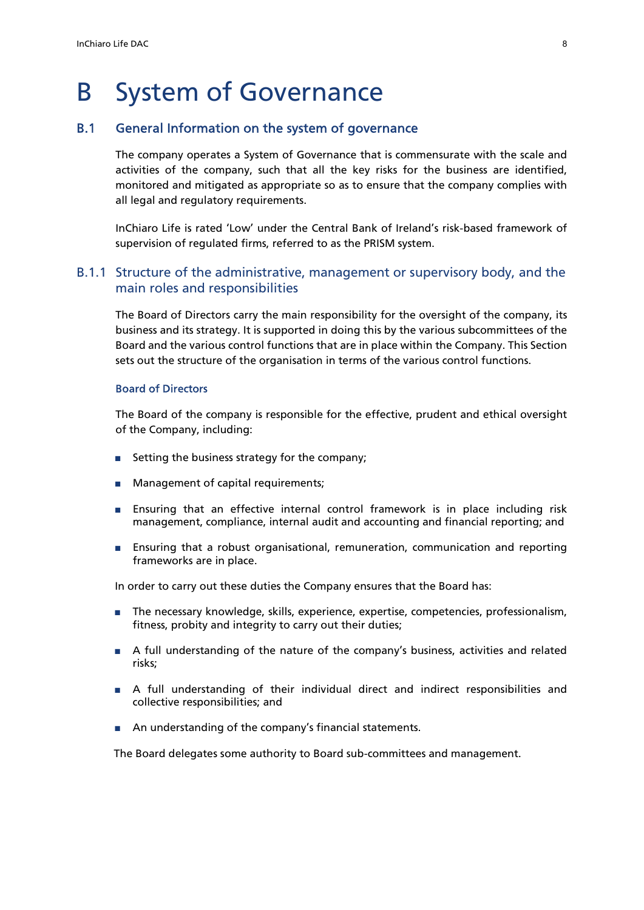# B System of Governance

## B.1 General Information on the system of governance

The company operates a System of Governance that is commensurate with the scale and activities of the company, such that all the key risks for the business are identified, monitored and mitigated as appropriate so as to ensure that the company complies with all legal and regulatory requirements.

InChiaro Life is rated 'Low' under the Central Bank of Ireland's risk-based framework of supervision of regulated firms, referred to as the PRISM system.

### B.1.1 Structure of the administrative, management or supervisory body, and the main roles and responsibilities

The Board of Directors carry the main responsibility for the oversight of the company, its business and its strategy. It is supported in doing this by the various subcommittees of the Board and the various control functions that are in place within the Company. This Section sets out the structure of the organisation in terms of the various control functions.

#### Board of Directors

The Board of the company is responsible for the effective, prudent and ethical oversight of the Company, including:

- Setting the business strategy for the company;
- Management of capital requirements;
- Ensuring that an effective internal control framework is in place including risk management, compliance, internal audit and accounting and financial reporting; and
- Ensuring that a robust organisational, remuneration, communication and reporting frameworks are in place.

In order to carry out these duties the Company ensures that the Board has:

- The necessary knowledge, skills, experience, expertise, competencies, professionalism, fitness, probity and integrity to carry out their duties;
- A full understanding of the nature of the company's business, activities and related risks;
- A full understanding of their individual direct and indirect responsibilities and collective responsibilities; and
- An understanding of the company's financial statements.

The Board delegates some authority to Board sub-committees and management.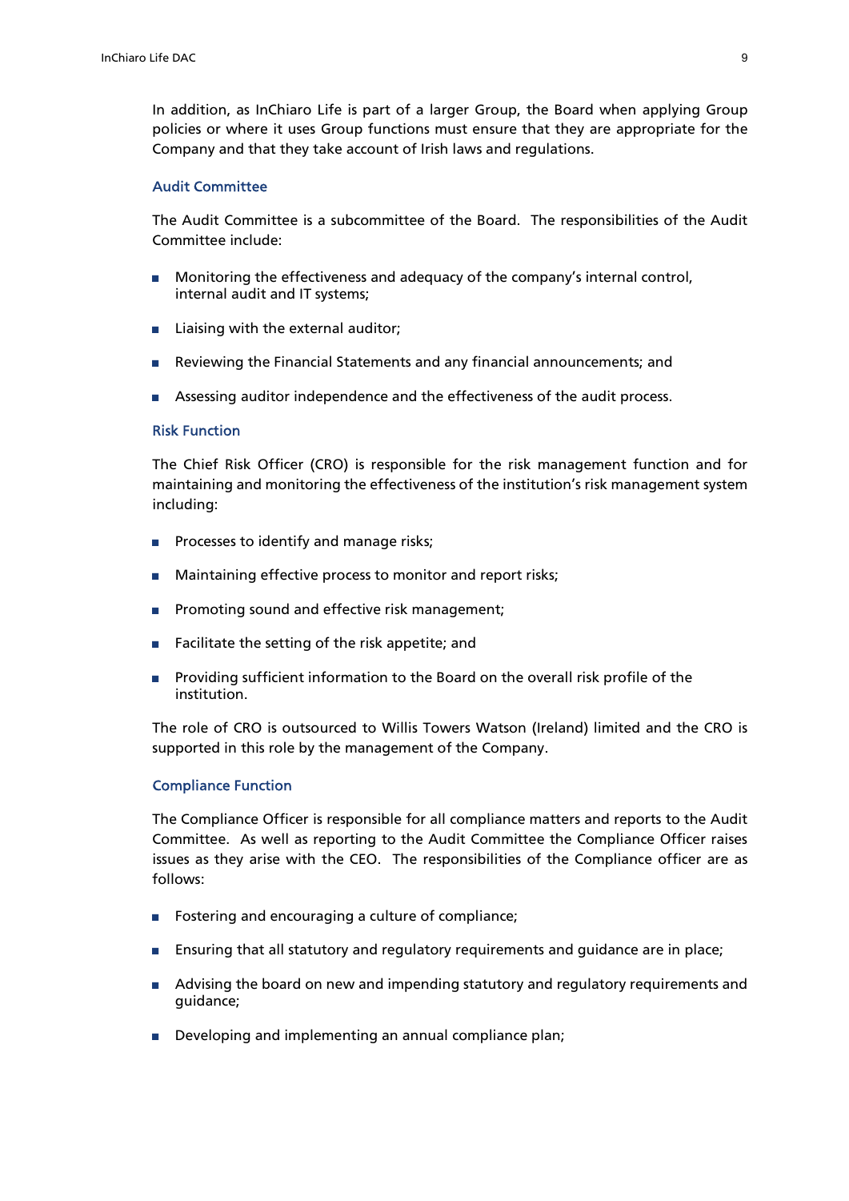In addition, as InChiaro Life is part of a larger Group, the Board when applying Group policies or where it uses Group functions must ensure that they are appropriate for the Company and that they take account of Irish laws and regulations.

### Audit Committee

The Audit Committee is a subcommittee of the Board. The responsibilities of the Audit Committee include:

- Monitoring the effectiveness and adequacy of the company's internal control, internal audit and IT systems;
- Liaising with the external auditor;
- Reviewing the Financial Statements and any financial announcements; and
- Assessing auditor independence and the effectiveness of the audit process.

### Risk Function

The Chief Risk Officer (CRO) is responsible for the risk management function and for maintaining and monitoring the effectiveness of the institution's risk management system including:

- Processes to identify and manage risks;
- Maintaining effective process to monitor and report risks;
- Promoting sound and effective risk management;
- Facilitate the setting of the risk appetite; and
- Providing sufficient information to the Board on the overall risk profile of the institution.

The role of CRO is outsourced to Willis Towers Watson (Ireland) limited and the CRO is supported in this role by the management of the Company.

### Compliance Function

The Compliance Officer is responsible for all compliance matters and reports to the Audit Committee. As well as reporting to the Audit Committee the Compliance Officer raises issues as they arise with the CEO. The responsibilities of the Compliance officer are as follows:

- Fostering and encouraging a culture of compliance;
- Ensuring that all statutory and regulatory requirements and guidance are in place;
- Advising the board on new and impending statutory and regulatory requirements and guidance;
- Developing and implementing an annual compliance plan;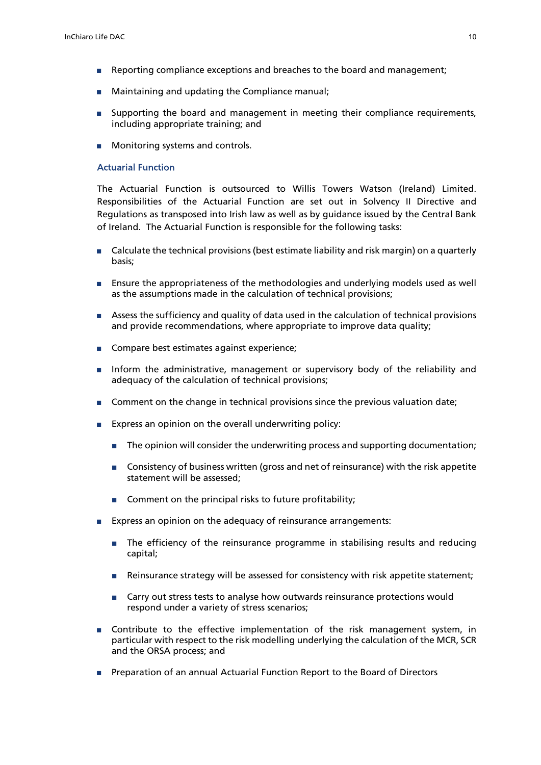- Reporting compliance exceptions and breaches to the board and management;
- Maintaining and updating the Compliance manual;
- Supporting the board and management in meeting their compliance requirements, including appropriate training; and
- Monitoring systems and controls.

### Actuarial Function

The Actuarial Function is outsourced to Willis Towers Watson (Ireland) Limited. Responsibilities of the Actuarial Function are set out in Solvency II Directive and Regulations as transposed into Irish law as well as by guidance issued by the Central Bank of Ireland. The Actuarial Function is responsible for the following tasks:

- Calculate the technical provisions (best estimate liability and risk margin) on a quarterly basis;
- Ensure the appropriateness of the methodologies and underlying models used as well as the assumptions made in the calculation of technical provisions;
- Assess the sufficiency and quality of data used in the calculation of technical provisions and provide recommendations, where appropriate to improve data quality;
- Compare best estimates against experience;
- Inform the administrative, management or supervisory body of the reliability and adequacy of the calculation of technical provisions;
- Comment on the change in technical provisions since the previous valuation date;
- Express an opinion on the overall underwriting policy:
  - The opinion will consider the underwriting process and supporting documentation;
  - Consistency of business written (gross and net of reinsurance) with the risk appetite statement will be assessed;
  - Comment on the principal risks to future profitability;
- Express an opinion on the adequacy of reinsurance arrangements:
  - The efficiency of the reinsurance programme in stabilising results and reducing capital;
  - Reinsurance strategy will be assessed for consistency with risk appetite statement;
  - Carry out stress tests to analyse how outwards reinsurance protections would respond under a variety of stress scenarios;
- Contribute to the effective implementation of the risk management system, in particular with respect to the risk modelling underlying the calculation of the MCR, SCR and the ORSA process; and
- Preparation of an annual Actuarial Function Report to the Board of Directors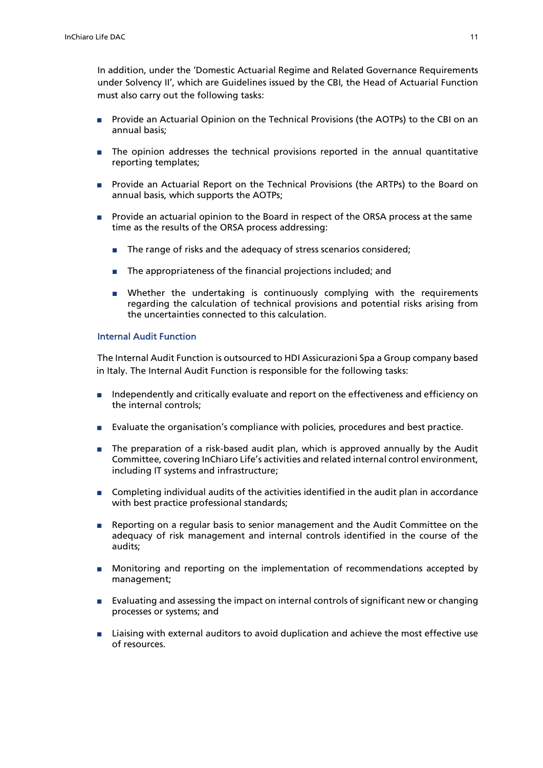In addition, under the 'Domestic Actuarial Regime and Related Governance Requirements under Solvency II', which are Guidelines issued by the CBI, the Head of Actuarial Function must also carry out the following tasks:

- Provide an Actuarial Opinion on the Technical Provisions (the AOTPs) to the CBI on an annual basis;
- The opinion addresses the technical provisions reported in the annual quantitative reporting templates;
- Provide an Actuarial Report on the Technical Provisions (the ARTPs) to the Board on annual basis, which supports the AOTPs;
- Provide an actuarial opinion to the Board in respect of the ORSA process at the same time as the results of the ORSA process addressing:
  - The range of risks and the adequacy of stress scenarios considered;
  - The appropriateness of the financial projections included; and
  - Whether the undertaking is continuously complying with the requirements regarding the calculation of technical provisions and potential risks arising from the uncertainties connected to this calculation.

### Internal Audit Function

The Internal Audit Function is outsourced to HDI Assicurazioni Spa a Group company based in Italy. The Internal Audit Function is responsible for the following tasks:

- Independently and critically evaluate and report on the effectiveness and efficiency on the internal controls;
- Evaluate the organisation's compliance with policies, procedures and best practice.
- The preparation of a risk-based audit plan, which is approved annually by the Audit Committee, covering InChiaro Life's activities and related internal control environment, including IT systems and infrastructure;
- Completing individual audits of the activities identified in the audit plan in accordance with best practice professional standards;
- Reporting on a regular basis to senior management and the Audit Committee on the adequacy of risk management and internal controls identified in the course of the audits;
- Monitoring and reporting on the implementation of recommendations accepted by management;
- Evaluating and assessing the impact on internal controls of significant new or changing processes or systems; and
- Liaising with external auditors to avoid duplication and achieve the most effective use of resources.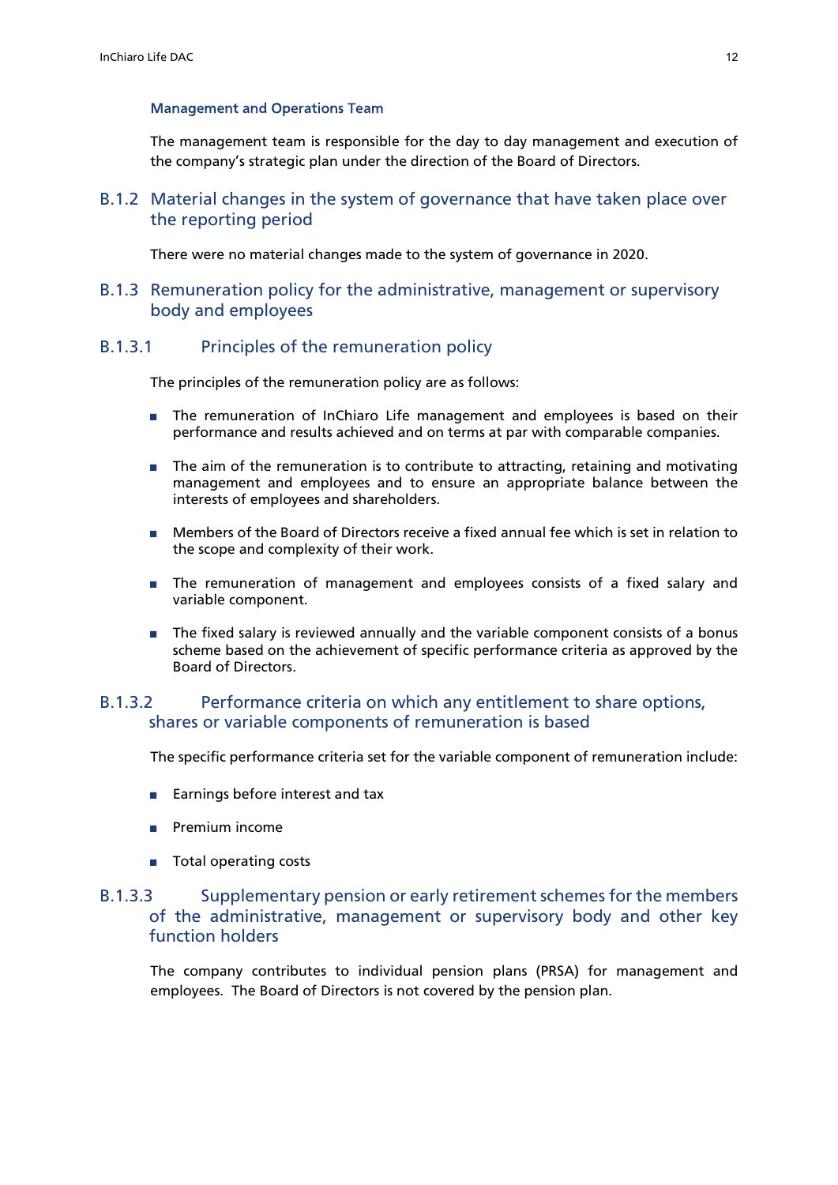#### Management and Operations Team

The management team is responsible for the day to day management and execution of the company's strategic plan under the direction of the Board of Directors.

## B.1.2 Material changes in the system of governance that have taken place over the reporting period

There were no material changes made to the system of governance in 2020.

## B.1.3 Remuneration policy for the administrative, management or supervisory body and employees

### B.1.3.1 Principles of the remuneration policy

The principles of the remuneration policy are as follows:

- The remuneration of InChiaro Life management and employees is based on their performance and results achieved and on terms at par with comparable companies.
- The aim of the remuneration is to contribute to attracting, retaining and motivating management and employees and to ensure an appropriate balance between the interests of employees and shareholders.
- Members of the Board of Directors receive a fixed annual fee which is set in relation to the scope and complexity of their work.
- The remuneration of management and employees consists of a fixed salary and variable component.
- The fixed salary is reviewed annually and the variable component consists of a bonus scheme based on the achievement of specific performance criteria as approved by the Board of Directors.

### B.1.3.2 Performance criteria on which any entitlement to share options, shares or variable components of remuneration is based

The specific performance criteria set for the variable component of remuneration include:

- Earnings before interest and tax
- Premium income
- Total operating costs

### B.1.3.3 Supplementary pension or early retirement schemes for the members of the administrative, management or supervisory body and other key function holders

The company contributes to individual pension plans (PRSA) for management and employees. The Board of Directors is not covered by the pension plan.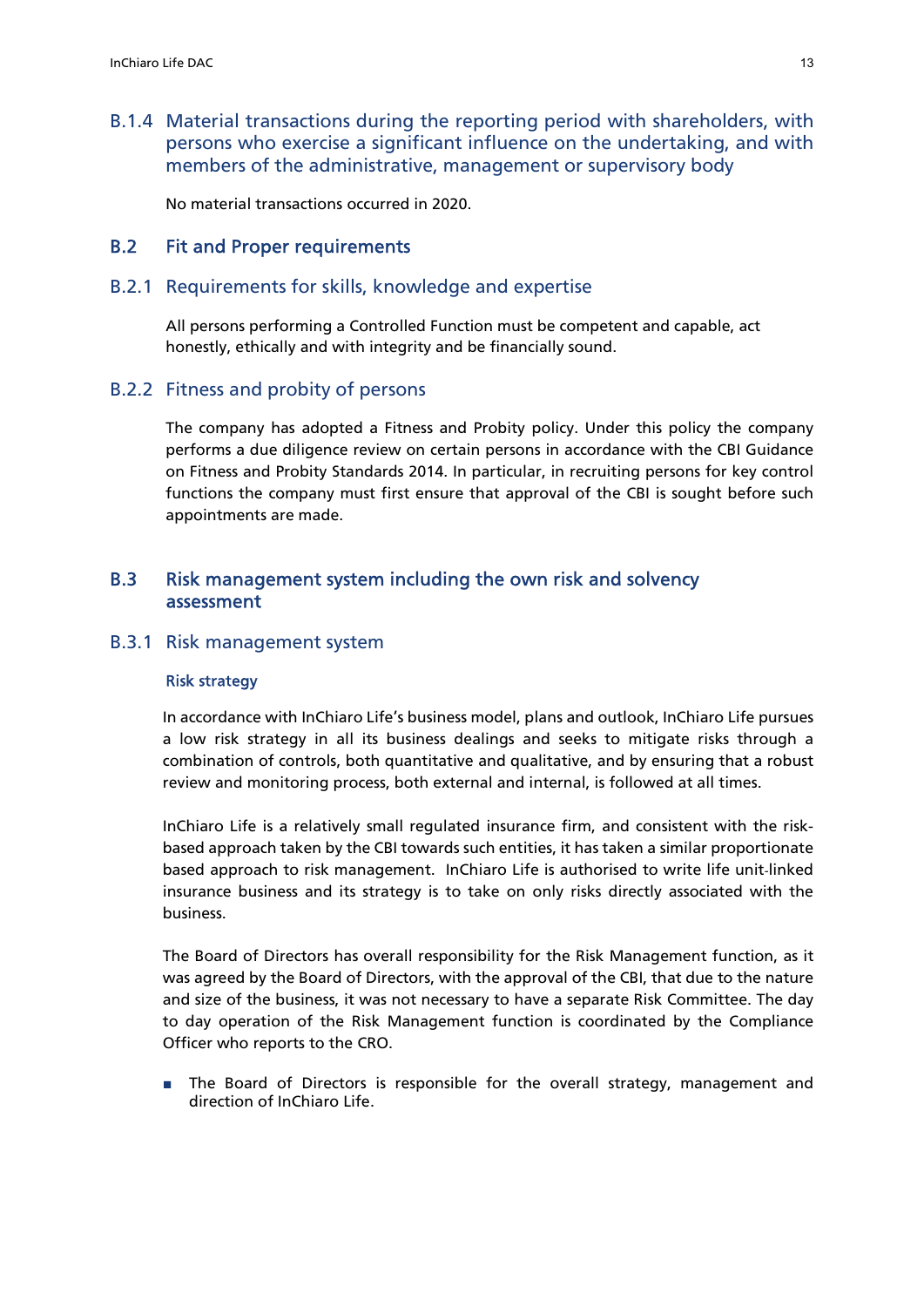### B.1.4 Material transactions during the reporting period with shareholders, with persons who exercise a significant influence on the undertaking, and with members of the administrative, management or supervisory body

No material transactions occurred in 2020.

## B.2 Fit and Proper requirements

### B.2.1 Requirements for skills, knowledge and expertise

All persons performing a Controlled Function must be competent and capable, act honestly, ethically and with integrity and be financially sound.

### B.2.2 Fitness and probity of persons

The company has adopted a Fitness and Probity policy. Under this policy the company performs a due diligence review on certain persons in accordance with the CBI Guidance on Fitness and Probity Standards 2014. In particular, in recruiting persons for key control functions the company must first ensure that approval of the CBI is sought before such appointments are made.

## B.3 Risk management system including the own risk and solvency assessment

### B.3.1 Risk management system

#### Risk strategy

In accordance with InChiaro Life's business model, plans and outlook, InChiaro Life pursues a low risk strategy in all its business dealings and seeks to mitigate risks through a combination of controls, both quantitative and qualitative, and by ensuring that a robust review and monitoring process, both external and internal, is followed at all times.

InChiaro Life is a relatively small regulated insurance firm, and consistent with the risk-based approach taken by the CBI towards such entities, it has taken a similar proportionate based approach to risk management. InChiaro Life is authorised to write life unit-linked insurance business and its strategy is to take on only risks directly associated with the business.

The Board of Directors has overall responsibility for the Risk Management function, as it was agreed by the Board of Directors, with the approval of the CBI, that due to the nature and size of the business, it was not necessary to have a separate Risk Committee. The day to day operation of the Risk Management function is coordinated by the Compliance Officer who reports to the CRO.

- The Board of Directors is responsible for the overall strategy, management and direction of InChiaro Life.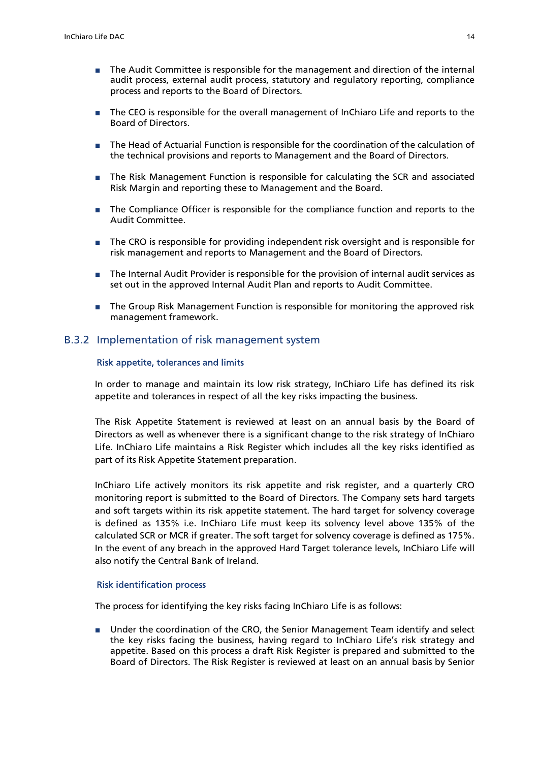- The Audit Committee is responsible for the management and direction of the internal audit process, external audit process, statutory and regulatory reporting, compliance process and reports to the Board of Directors.

- The CEO is responsible for the overall management of InChiaro Life and reports to the Board of Directors.

- The Head of Actuarial Function is responsible for the coordination of the calculation of the technical provisions and reports to Management and the Board of Directors.

- The Risk Management Function is responsible for calculating the SCR and associated Risk Margin and reporting these to Management and the Board.

- The Compliance Officer is responsible for the compliance function and reports to the Audit Committee.

- The CRO is responsible for providing independent risk oversight and is responsible for risk management and reports to Management and the Board of Directors.

- The Internal Audit Provider is responsible for the provision of internal audit services as set out in the approved Internal Audit Plan and reports to Audit Committee.

- The Group Risk Management Function is responsible for monitoring the approved risk management framework.

## B.3.2 Implementation of risk management system

### Risk appetite, tolerances and limits

In order to manage and maintain its low risk strategy, InChiaro Life has defined its risk appetite and tolerances in respect of all the key risks impacting the business.

The Risk Appetite Statement is reviewed at least on an annual basis by the Board of Directors as well as whenever there is a significant change to the risk strategy of InChiaro Life. InChiaro Life maintains a Risk Register which includes all the key risks identified as part of its Risk Appetite Statement preparation.

InChiaro Life actively monitors its risk appetite and risk register, and a quarterly CRO monitoring report is submitted to the Board of Directors. The Company sets hard targets and soft targets within its risk appetite statement. The hard target for solvency coverage is defined as 135% i.e. InChiaro Life must keep its solvency level above 135% of the calculated SCR or MCR if greater. The soft target for solvency coverage is defined as 175%. In the event of any breach in the approved Hard Target tolerance levels, InChiaro Life will also notify the Central Bank of Ireland.

### Risk identification process

The process for identifying the key risks facing InChiaro Life is as follows:

- Under the coordination of the CRO, the Senior Management Team identify and select the key risks facing the business, having regard to InChiaro Life's risk strategy and appetite. Based on this process a draft Risk Register is prepared and submitted to the Board of Directors. The Risk Register is reviewed at least on an annual basis by Senior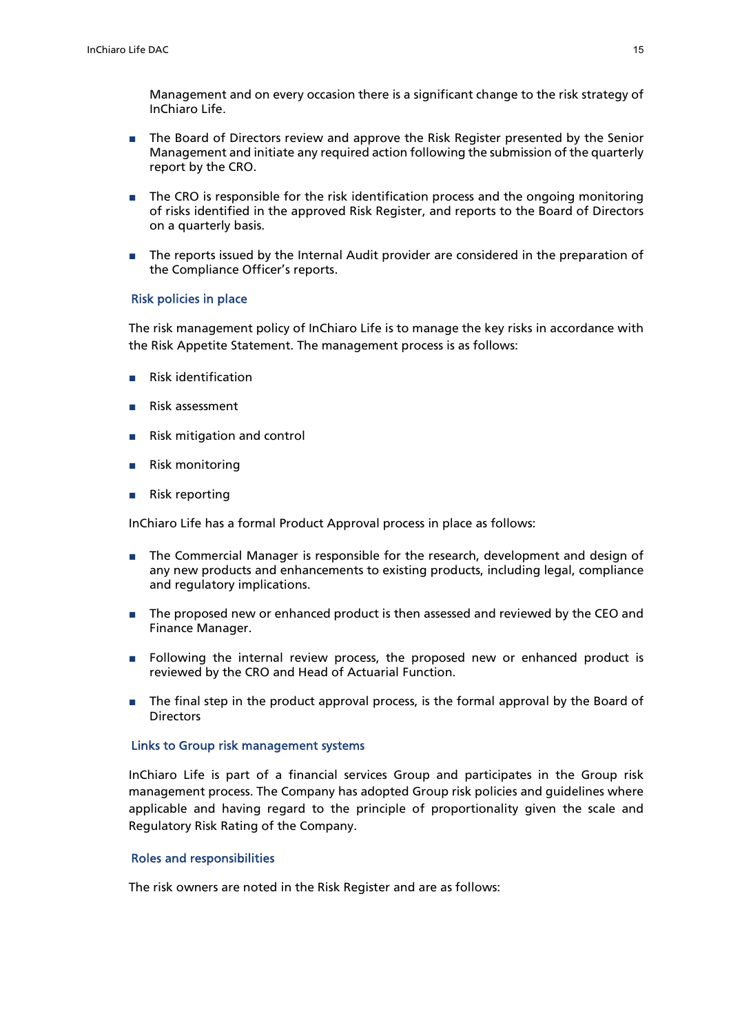Management and on every occasion there is a significant change to the risk strategy of InChiaro Life.

- The Board of Directors review and approve the Risk Register presented by the Senior Management and initiate any required action following the submission of the quarterly report by the CRO.
- The CRO is responsible for the risk identification process and the ongoing monitoring of risks identified in the approved Risk Register, and reports to the Board of Directors on a quarterly basis.
- The reports issued by the Internal Audit provider are considered in the preparation of the Compliance Officer's reports.

### Risk policies in place

The risk management policy of InChiaro Life is to manage the key risks in accordance with the Risk Appetite Statement. The management process is as follows:

- Risk identification
- Risk assessment
- Risk mitigation and control
- Risk monitoring
- Risk reporting

InChiaro Life has a formal Product Approval process in place as follows:

- The Commercial Manager is responsible for the research, development and design of any new products and enhancements to existing products, including legal, compliance and regulatory implications.
- The proposed new or enhanced product is then assessed and reviewed by the CEO and Finance Manager.
- Following the internal review process, the proposed new or enhanced product is reviewed by the CRO and Head of Actuarial Function.
- The final step in the product approval process, is the formal approval by the Board of Directors

### Links to Group risk management systems

InChiaro Life is part of a financial services Group and participates in the Group risk management process. The Company has adopted Group risk policies and guidelines where applicable and having regard to the principle of proportionality given the scale and Regulatory Risk Rating of the Company.

### Roles and responsibilities

The risk owners are noted in the Risk Register and are as follows: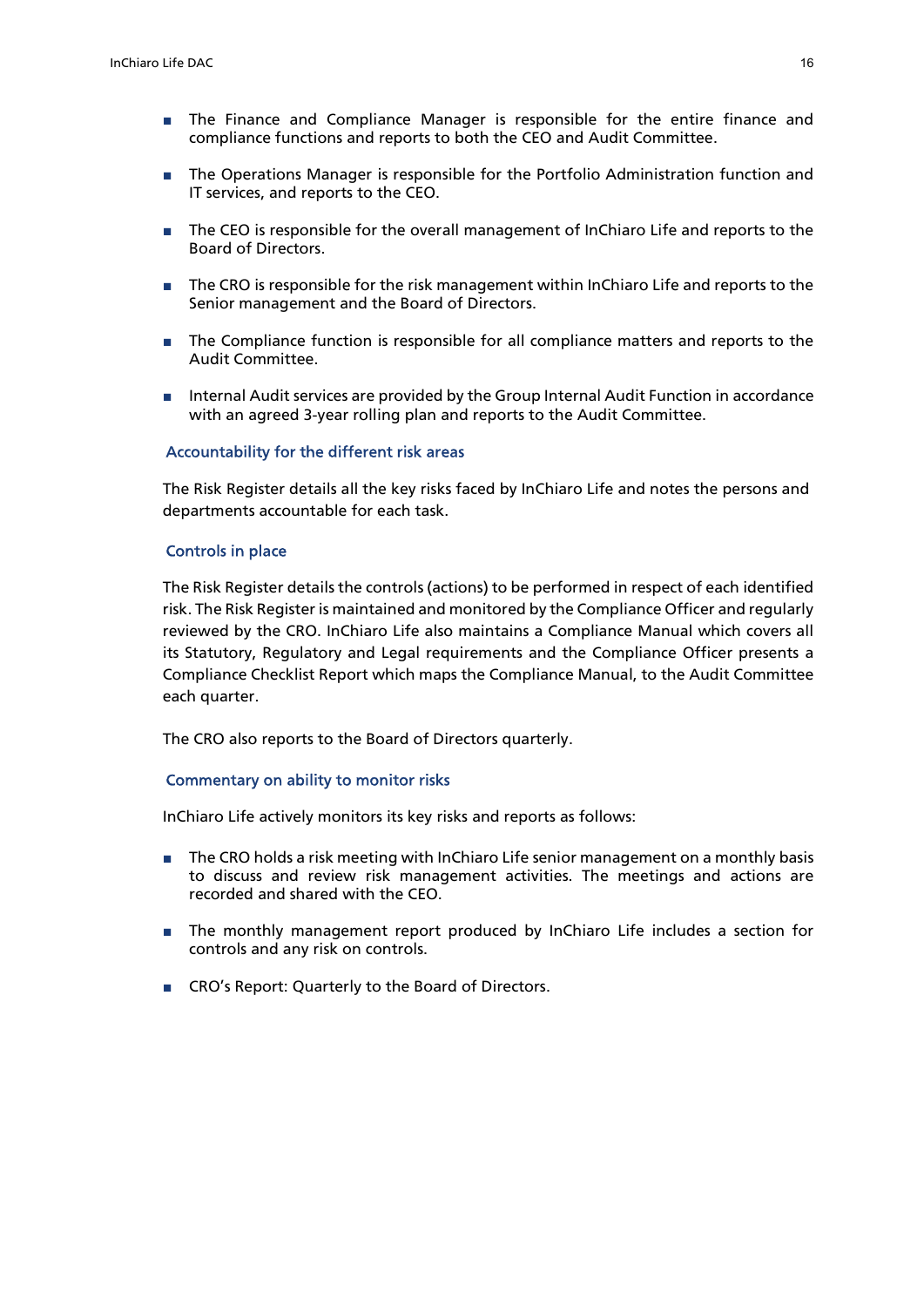- The Finance and Compliance Manager is responsible for the entire finance and compliance functions and reports to both the CEO and Audit Committee.
- The Operations Manager is responsible for the Portfolio Administration function and IT services, and reports to the CEO.
- The CEO is responsible for the overall management of InChiaro Life and reports to the Board of Directors.
- The CRO is responsible for the risk management within InChiaro Life and reports to the Senior management and the Board of Directors.
- The Compliance function is responsible for all compliance matters and reports to the Audit Committee.
- Internal Audit services are provided by the Group Internal Audit Function in accordance with an agreed 3-year rolling plan and reports to the Audit Committee.

### Accountability for the different risk areas

The Risk Register details all the key risks faced by InChiaro Life and notes the persons and departments accountable for each task.

### Controls in place

The Risk Register details the controls (actions) to be performed in respect of each identified risk. The Risk Register is maintained and monitored by the Compliance Officer and regularly reviewed by the CRO. InChiaro Life also maintains a Compliance Manual which covers all its Statutory, Regulatory and Legal requirements and the Compliance Officer presents a Compliance Checklist Report which maps the Compliance Manual, to the Audit Committee each quarter.

The CRO also reports to the Board of Directors quarterly.

### Commentary on ability to monitor risks

InChiaro Life actively monitors its key risks and reports as follows:

- The CRO holds a risk meeting with InChiaro Life senior management on a monthly basis to discuss and review risk management activities. The meetings and actions are recorded and shared with the CEO.
- The monthly management report produced by InChiaro Life includes a section for controls and any risk on controls.
- CRO's Report: Quarterly to the Board of Directors.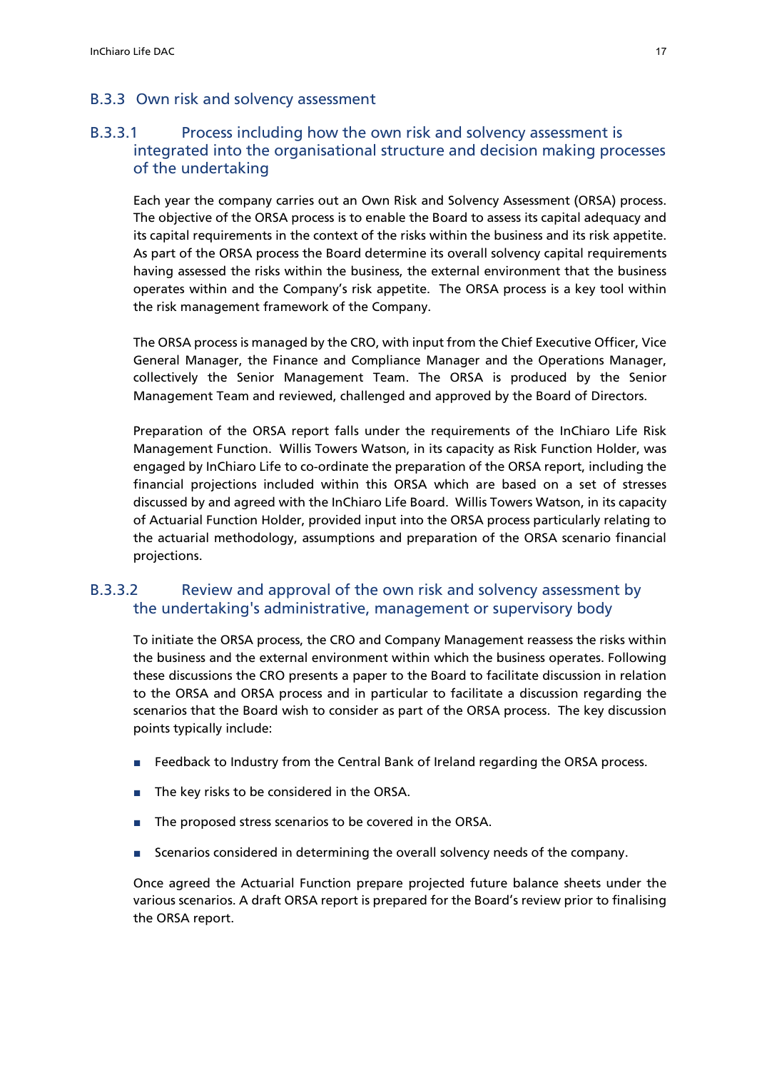## B.3.3 Own risk and solvency assessment

### B.3.3.1 Process including how the own risk and solvency assessment is integrated into the organisational structure and decision making processes of the undertaking

Each year the company carries out an Own Risk and Solvency Assessment (ORSA) process. The objective of the ORSA process is to enable the Board to assess its capital adequacy and its capital requirements in the context of the risks within the business and its risk appetite. As part of the ORSA process the Board determine its overall solvency capital requirements having assessed the risks within the business, the external environment that the business operates within and the Company's risk appetite. The ORSA process is a key tool within the risk management framework of the Company.

The ORSA process is managed by the CRO, with input from the Chief Executive Officer, Vice General Manager, the Finance and Compliance Manager and the Operations Manager, collectively the Senior Management Team. The ORSA is produced by the Senior Management Team and reviewed, challenged and approved by the Board of Directors.

Preparation of the ORSA report falls under the requirements of the InChiaro Life Risk Management Function. Willis Towers Watson, in its capacity as Risk Function Holder, was engaged by InChiaro Life to co-ordinate the preparation of the ORSA report, including the financial projections included within this ORSA which are based on a set of stresses discussed by and agreed with the InChiaro Life Board. Willis Towers Watson, in its capacity of Actuarial Function Holder, provided input into the ORSA process particularly relating to the actuarial methodology, assumptions and preparation of the ORSA scenario financial projections.

### B.3.3.2 Review and approval of the own risk and solvency assessment by the undertaking's administrative, management or supervisory body

To initiate the ORSA process, the CRO and Company Management reassess the risks within the business and the external environment within which the business operates. Following these discussions the CRO presents a paper to the Board to facilitate discussion in relation to the ORSA and ORSA process and in particular to facilitate a discussion regarding the scenarios that the Board wish to consider as part of the ORSA process. The key discussion points typically include:

- Feedback to Industry from the Central Bank of Ireland regarding the ORSA process.
- The key risks to be considered in the ORSA.
- The proposed stress scenarios to be covered in the ORSA.
- Scenarios considered in determining the overall solvency needs of the company.

Once agreed the Actuarial Function prepare projected future balance sheets under the various scenarios. A draft ORSA report is prepared for the Board's review prior to finalising the ORSA report.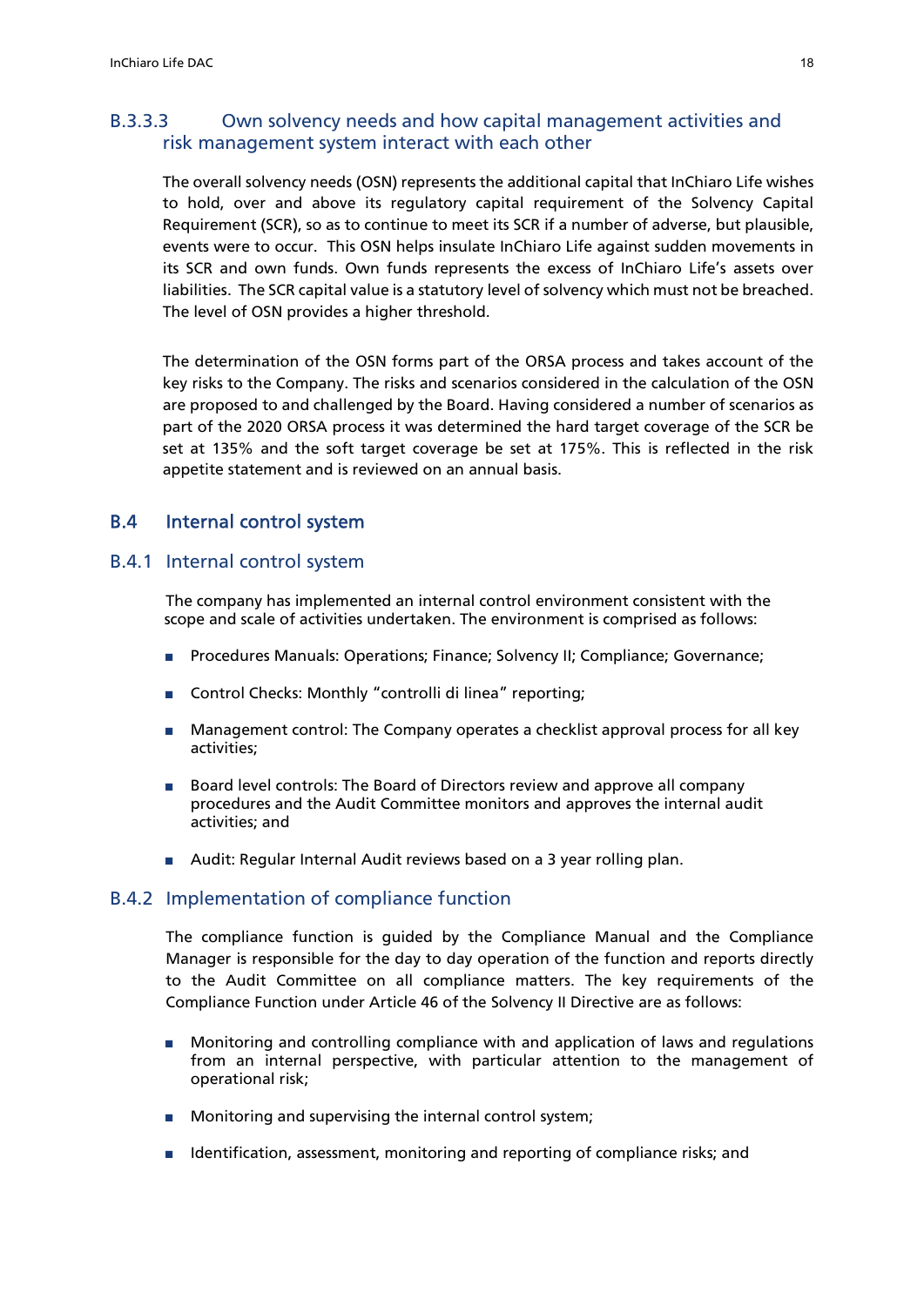#### B.3.3.3 Own solvency needs and how capital management activities and risk management system interact with each other

The overall solvency needs (OSN) represents the additional capital that InChiaro Life wishes to hold, over and above its regulatory capital requirement of the Solvency Capital Requirement (SCR), so as to continue to meet its SCR if a number of adverse, but plausible, events were to occur. This OSN helps insulate InChiaro Life against sudden movements in its SCR and own funds. Own funds represents the excess of InChiaro Life's assets over liabilities. The SCR capital value is a statutory level of solvency which must not be breached. The level of OSN provides a higher threshold.

The determination of the OSN forms part of the ORSA process and takes account of the key risks to the Company. The risks and scenarios considered in the calculation of the OSN are proposed to and challenged by the Board. Having considered a number of scenarios as part of the 2020 ORSA process it was determined the hard target coverage of the SCR be set at 135% and the soft target coverage be set at 175%. This is reflected in the risk appetite statement and is reviewed on an annual basis.

## B.4 Internal control system

### B.4.1 Internal control system

The company has implemented an internal control environment consistent with the scope and scale of activities undertaken. The environment is comprised as follows:

- Procedures Manuals: Operations; Finance; Solvency II; Compliance; Governance;
- Control Checks: Monthly "controlli di linea" reporting;
- Management control: The Company operates a checklist approval process for all key activities;
- Board level controls: The Board of Directors review and approve all company procedures and the Audit Committee monitors and approves the internal audit activities; and
- Audit: Regular Internal Audit reviews based on a 3 year rolling plan.

### B.4.2 Implementation of compliance function

The compliance function is guided by the Compliance Manual and the Compliance Manager is responsible for the day to day operation of the function and reports directly to the Audit Committee on all compliance matters. The key requirements of the Compliance Function under Article 46 of the Solvency II Directive are as follows:

- Monitoring and controlling compliance with and application of laws and regulations from an internal perspective, with particular attention to the management of operational risk;
- Monitoring and supervising the internal control system;
- Identification, assessment, monitoring and reporting of compliance risks; and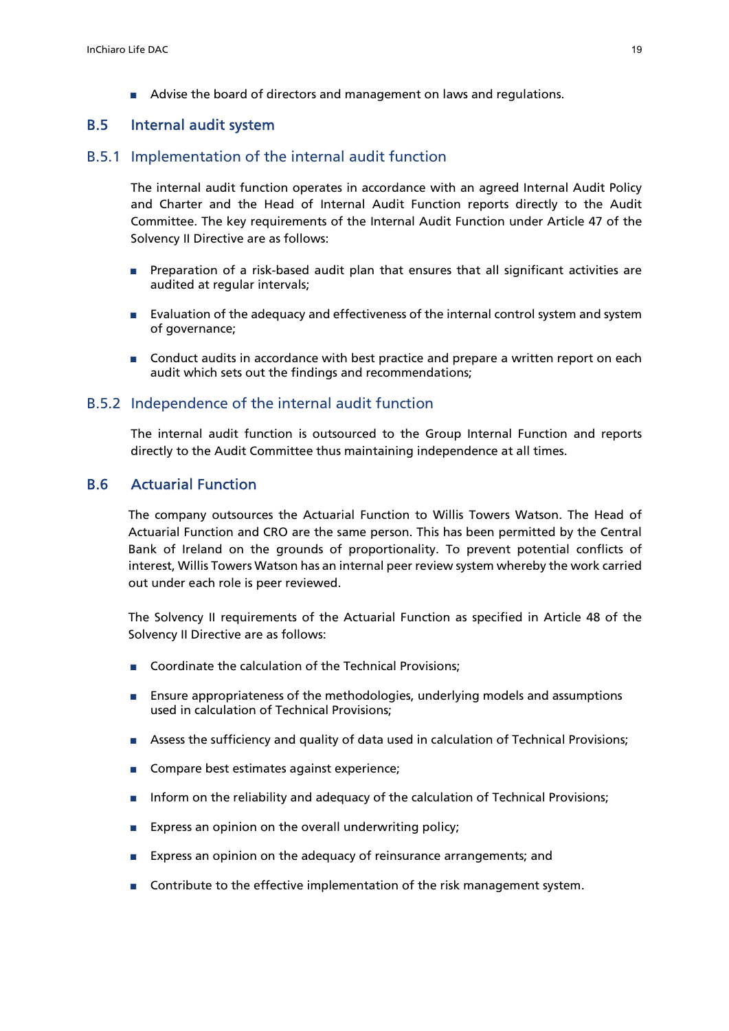- Advise the board of directors and management on laws and regulations.

## B.5 Internal audit system

### B.5.1 Implementation of the internal audit function

The internal audit function operates in accordance with an agreed Internal Audit Policy and Charter and the Head of Internal Audit Function reports directly to the Audit Committee. The key requirements of the Internal Audit Function under Article 47 of the Solvency II Directive are as follows:

- Preparation of a risk-based audit plan that ensures that all significant activities are audited at regular intervals;
- Evaluation of the adequacy and effectiveness of the internal control system and system of governance;
- Conduct audits in accordance with best practice and prepare a written report on each audit which sets out the findings and recommendations;

### B.5.2 Independence of the internal audit function

The internal audit function is outsourced to the Group Internal Function and reports directly to the Audit Committee thus maintaining independence at all times.

## B.6 Actuarial Function

The company outsources the Actuarial Function to Willis Towers Watson. The Head of Actuarial Function and CRO are the same person. This has been permitted by the Central Bank of Ireland on the grounds of proportionality. To prevent potential conflicts of interest, Willis Towers Watson has an internal peer review system whereby the work carried out under each role is peer reviewed.

The Solvency II requirements of the Actuarial Function as specified in Article 48 of the Solvency II Directive are as follows:

- Coordinate the calculation of the Technical Provisions;
- Ensure appropriateness of the methodologies, underlying models and assumptions used in calculation of Technical Provisions;
- Assess the sufficiency and quality of data used in calculation of Technical Provisions;
- Compare best estimates against experience;
- Inform on the reliability and adequacy of the calculation of Technical Provisions;
- Express an opinion on the overall underwriting policy;
- Express an opinion on the adequacy of reinsurance arrangements; and
- Contribute to the effective implementation of the risk management system.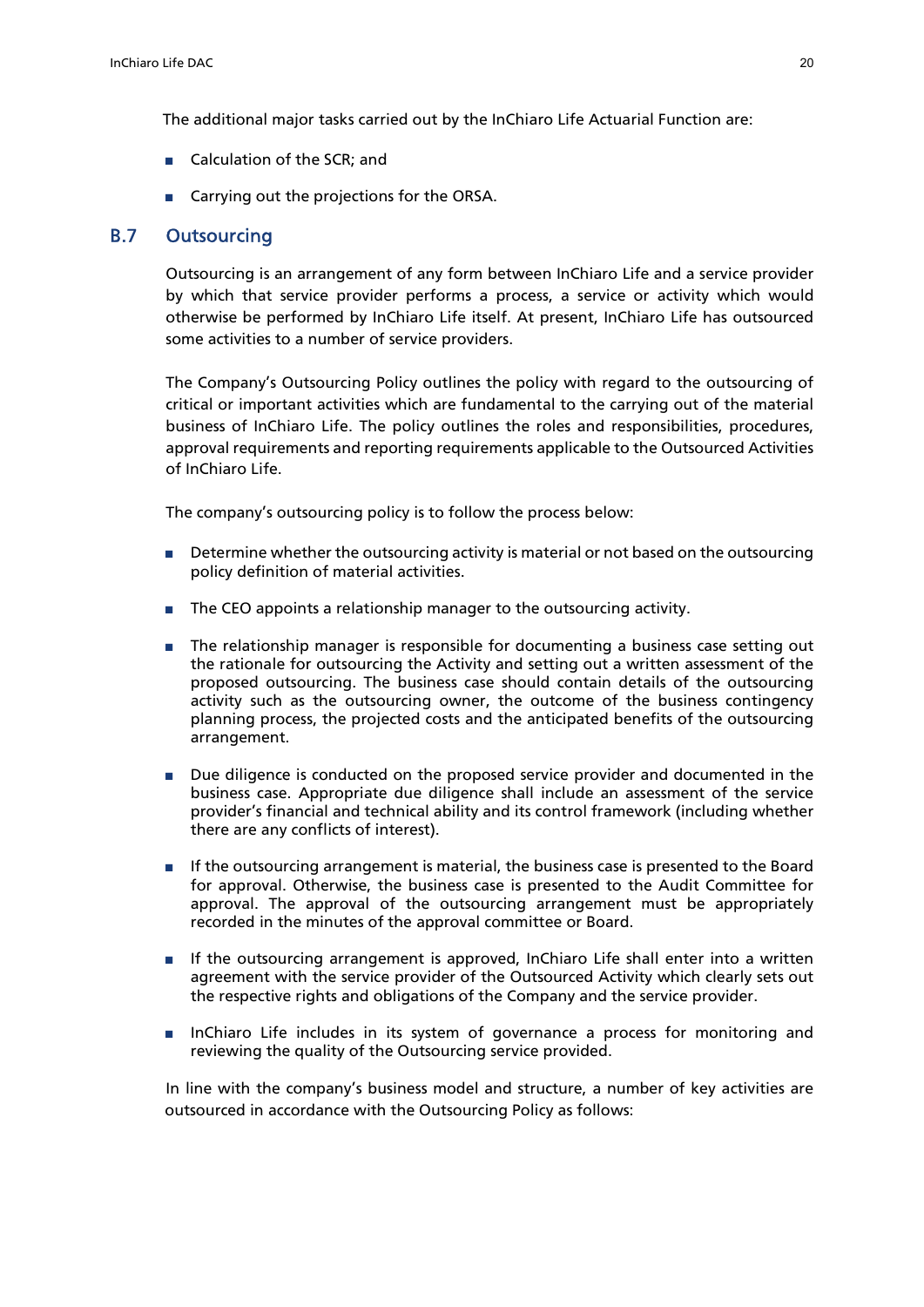The additional major tasks carried out by the InChiaro Life Actuarial Function are:

- Calculation of the SCR; and
- Carrying out the projections for the ORSA.

## B.7 Outsourcing

Outsourcing is an arrangement of any form between InChiaro Life and a service provider by which that service provider performs a process, a service or activity which would otherwise be performed by InChiaro Life itself. At present, InChiaro Life has outsourced some activities to a number of service providers.

The Company's Outsourcing Policy outlines the policy with regard to the outsourcing of critical or important activities which are fundamental to the carrying out of the material business of InChiaro Life. The policy outlines the roles and responsibilities, procedures, approval requirements and reporting requirements applicable to the Outsourced Activities of InChiaro Life.

The company's outsourcing policy is to follow the process below:

- Determine whether the outsourcing activity is material or not based on the outsourcing policy definition of material activities.
- The CEO appoints a relationship manager to the outsourcing activity.
- The relationship manager is responsible for documenting a business case setting out the rationale for outsourcing the Activity and setting out a written assessment of the proposed outsourcing. The business case should contain details of the outsourcing activity such as the outsourcing owner, the outcome of the business contingency planning process, the projected costs and the anticipated benefits of the outsourcing arrangement.
- Due diligence is conducted on the proposed service provider and documented in the business case. Appropriate due diligence shall include an assessment of the service provider's financial and technical ability and its control framework (including whether there are any conflicts of interest).
- If the outsourcing arrangement is material, the business case is presented to the Board for approval. Otherwise, the business case is presented to the Audit Committee for approval. The approval of the outsourcing arrangement must be appropriately recorded in the minutes of the approval committee or Board.
- If the outsourcing arrangement is approved, InChiaro Life shall enter into a written agreement with the service provider of the Outsourced Activity which clearly sets out the respective rights and obligations of the Company and the service provider.
- InChiaro Life includes in its system of governance a process for monitoring and reviewing the quality of the Outsourcing service provided.

In line with the company's business model and structure, a number of key activities are outsourced in accordance with the Outsourcing Policy as follows: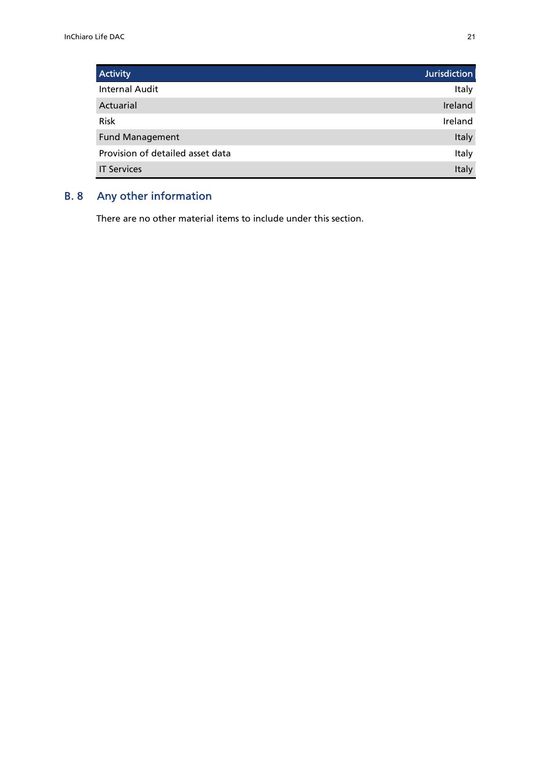| Activity | Jurisdiction |
| --- | --- |
| Internal Audit | Italy |
| Actuarial | Ireland |
| Risk | Ireland |
| Fund Management | Italy |
| Provision of detailed asset data | Italy |
| IT Services | Italy |

## B. 8 Any other information

There are no other material items to include under this section.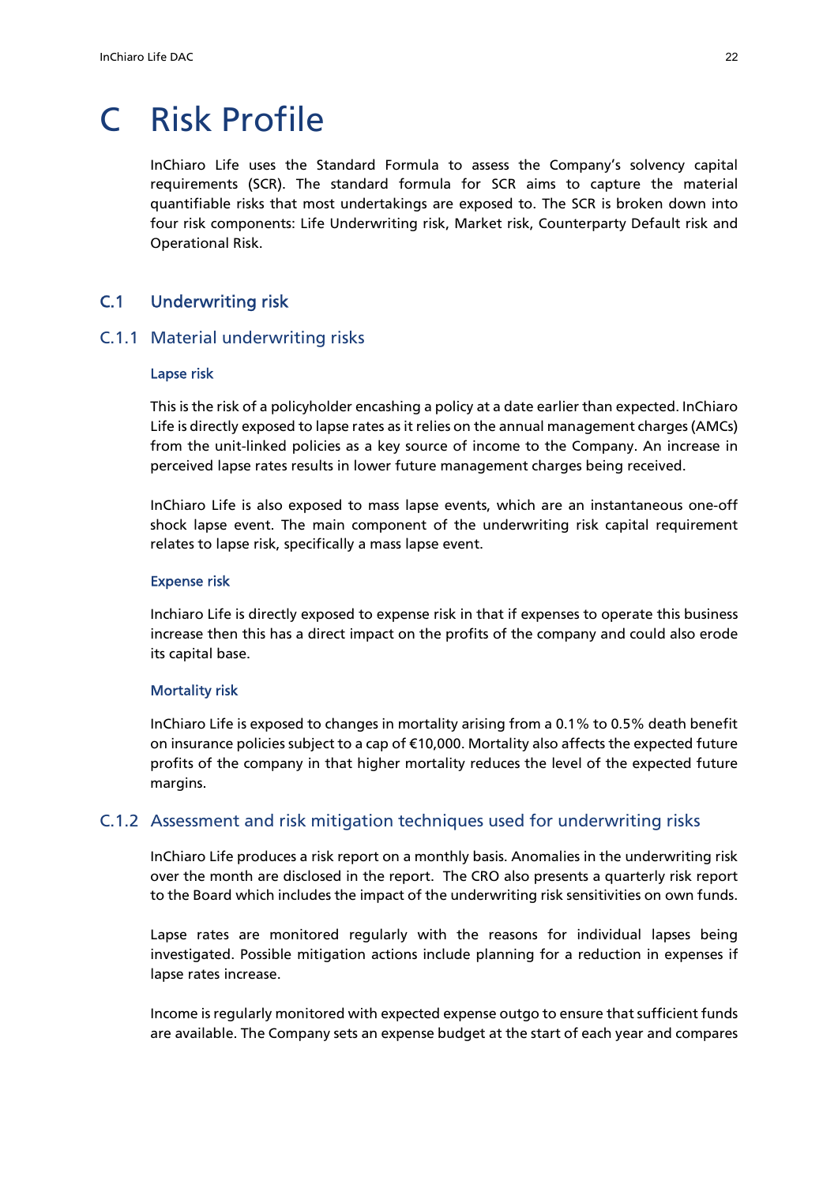# C Risk Profile

InChiaro Life uses the Standard Formula to assess the Company's solvency capital requirements (SCR). The standard formula for SCR aims to capture the material quantifiable risks that most undertakings are exposed to. The SCR is broken down into four risk components: Life Underwriting risk, Market risk, Counterparty Default risk and Operational Risk.

## C.1 Underwriting risk

### C.1.1 Material underwriting risks

#### Lapse risk

This is the risk of a policyholder encashing a policy at a date earlier than expected. InChiaro Life is directly exposed to lapse rates as it relies on the annual management charges (AMCs) from the unit-linked policies as a key source of income to the Company. An increase in perceived lapse rates results in lower future management charges being received.

InChiaro Life is also exposed to mass lapse events, which are an instantaneous one-off shock lapse event. The main component of the underwriting risk capital requirement relates to lapse risk, specifically a mass lapse event.

#### Expense risk

Inchiaro Life is directly exposed to expense risk in that if expenses to operate this business increase then this has a direct impact on the profits of the company and could also erode its capital base.

#### Mortality risk

InChiaro Life is exposed to changes in mortality arising from a 0.1% to 0.5% death benefit on insurance policies subject to a cap of €10,000. Mortality also affects the expected future profits of the company in that higher mortality reduces the level of the expected future margins.

### C.1.2 Assessment and risk mitigation techniques used for underwriting risks

InChiaro Life produces a risk report on a monthly basis. Anomalies in the underwriting risk over the month are disclosed in the report. The CRO also presents a quarterly risk report to the Board which includes the impact of the underwriting risk sensitivities on own funds.

Lapse rates are monitored regularly with the reasons for individual lapses being investigated. Possible mitigation actions include planning for a reduction in expenses if lapse rates increase.

Income is regularly monitored with expected expense outgo to ensure that sufficient funds are available. The Company sets an expense budget at the start of each year and compares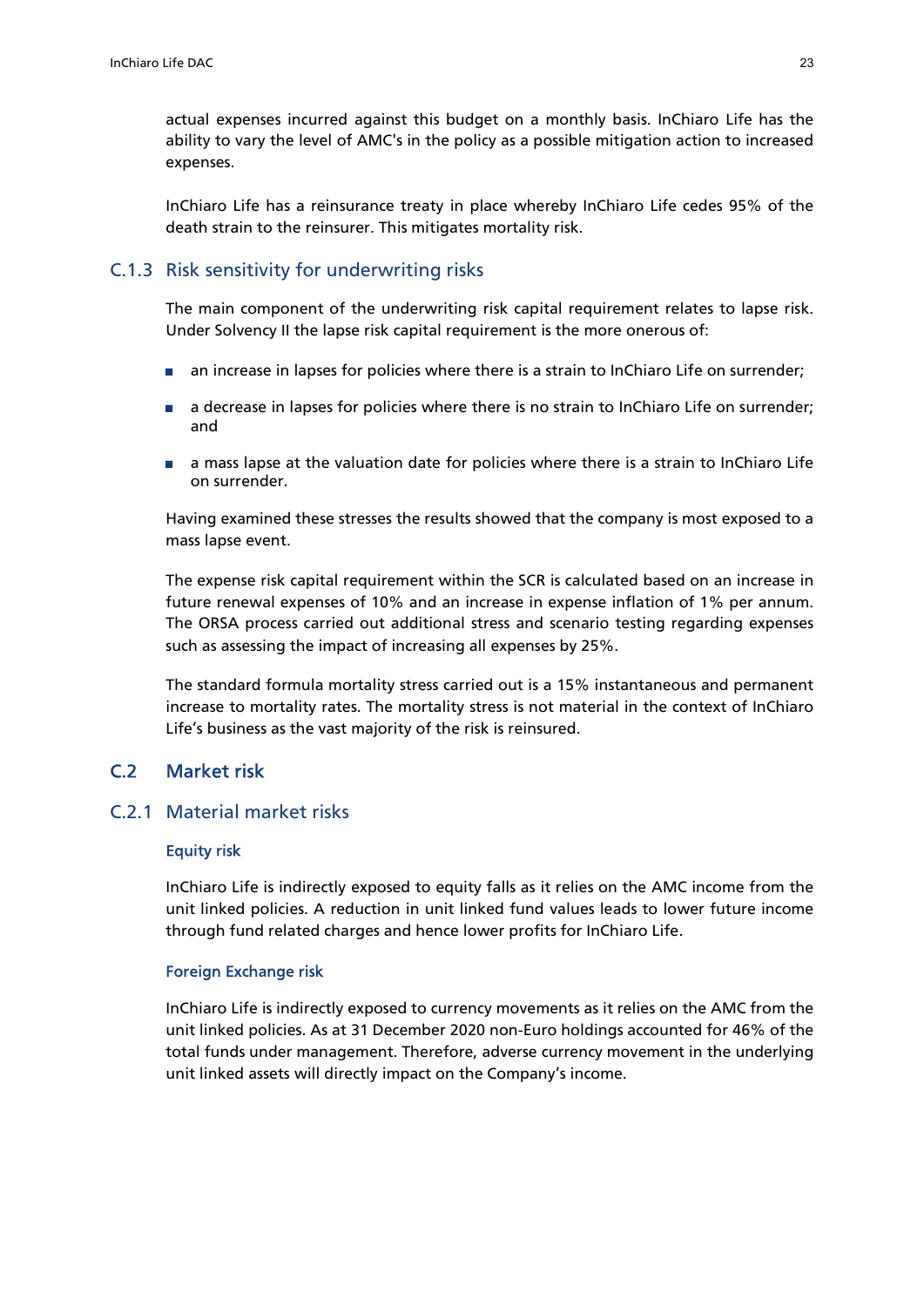actual expenses incurred against this budget on a monthly basis. InChiaro Life has the ability to vary the level of AMC's in the policy as a possible mitigation action to increased expenses.

InChiaro Life has a reinsurance treaty in place whereby InChiaro Life cedes 95% of the death strain to the reinsurer. This mitigates mortality risk.

### C.1.3 Risk sensitivity for underwriting risks

The main component of the underwriting risk capital requirement relates to lapse risk. Under Solvency II the lapse risk capital requirement is the more onerous of:

- an increase in lapses for policies where there is a strain to InChiaro Life on surrender;
- a decrease in lapses for policies where there is no strain to InChiaro Life on surrender; and
- a mass lapse at the valuation date for policies where there is a strain to InChiaro Life on surrender.

Having examined these stresses the results showed that the company is most exposed to a mass lapse event.

The expense risk capital requirement within the SCR is calculated based on an increase in future renewal expenses of 10% and an increase in expense inflation of 1% per annum. The ORSA process carried out additional stress and scenario testing regarding expenses such as assessing the impact of increasing all expenses by 25%.

The standard formula mortality stress carried out is a 15% instantaneous and permanent increase to mortality rates. The mortality stress is not material in the context of InChiaro Life's business as the vast majority of the risk is reinsured.

## C.2 Market risk

### C.2.1 Material market risks

#### Equity risk

InChiaro Life is indirectly exposed to equity falls as it relies on the AMC income from the unit linked policies. A reduction in unit linked fund values leads to lower future income through fund related charges and hence lower profits for InChiaro Life.

#### Foreign Exchange risk

InChiaro Life is indirectly exposed to currency movements as it relies on the AMC from the unit linked policies. As at 31 December 2020 non-Euro holdings accounted for 46% of the total funds under management. Therefore, adverse currency movement in the underlying unit linked assets will directly impact on the Company's income.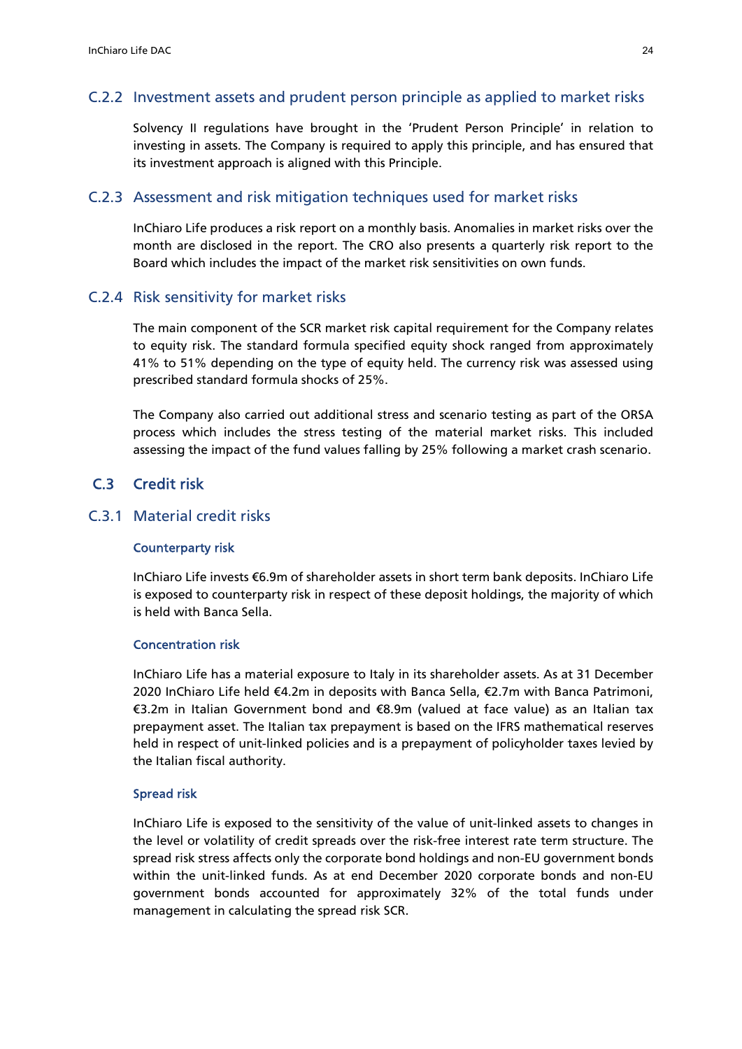### C.2.2 Investment assets and prudent person principle as applied to market risks

Solvency II regulations have brought in the 'Prudent Person Principle' in relation to investing in assets. The Company is required to apply this principle, and has ensured that its investment approach is aligned with this Principle.

### C.2.3 Assessment and risk mitigation techniques used for market risks

InChiaro Life produces a risk report on a monthly basis. Anomalies in market risks over the month are disclosed in the report. The CRO also presents a quarterly risk report to the Board which includes the impact of the market risk sensitivities on own funds.

### C.2.4 Risk sensitivity for market risks

The main component of the SCR market risk capital requirement for the Company relates to equity risk. The standard formula specified equity shock ranged from approximately 41% to 51% depending on the type of equity held. The currency risk was assessed using prescribed standard formula shocks of 25%.

The Company also carried out additional stress and scenario testing as part of the ORSA process which includes the stress testing of the material market risks. This included assessing the impact of the fund values falling by 25% following a market crash scenario.

## C.3 Credit risk

### C.3.1 Material credit risks

#### Counterparty risk

InChiaro Life invests €6.9m of shareholder assets in short term bank deposits. InChiaro Life is exposed to counterparty risk in respect of these deposit holdings, the majority of which is held with Banca Sella.

#### Concentration risk

InChiaro Life has a material exposure to Italy in its shareholder assets. As at 31 December 2020 InChiaro Life held €4.2m in deposits with Banca Sella, €2.7m with Banca Patrimoni, €3.2m in Italian Government bond and €8.9m (valued at face value) as an Italian tax prepayment asset. The Italian tax prepayment is based on the IFRS mathematical reserves held in respect of unit-linked policies and is a prepayment of policyholder taxes levied by the Italian fiscal authority.

#### Spread risk

InChiaro Life is exposed to the sensitivity of the value of unit-linked assets to changes in the level or volatility of credit spreads over the risk-free interest rate term structure. The spread risk stress affects only the corporate bond holdings and non-EU government bonds within the unit-linked funds. As at end December 2020 corporate bonds and non-EU government bonds accounted for approximately 32% of the total funds under management in calculating the spread risk SCR.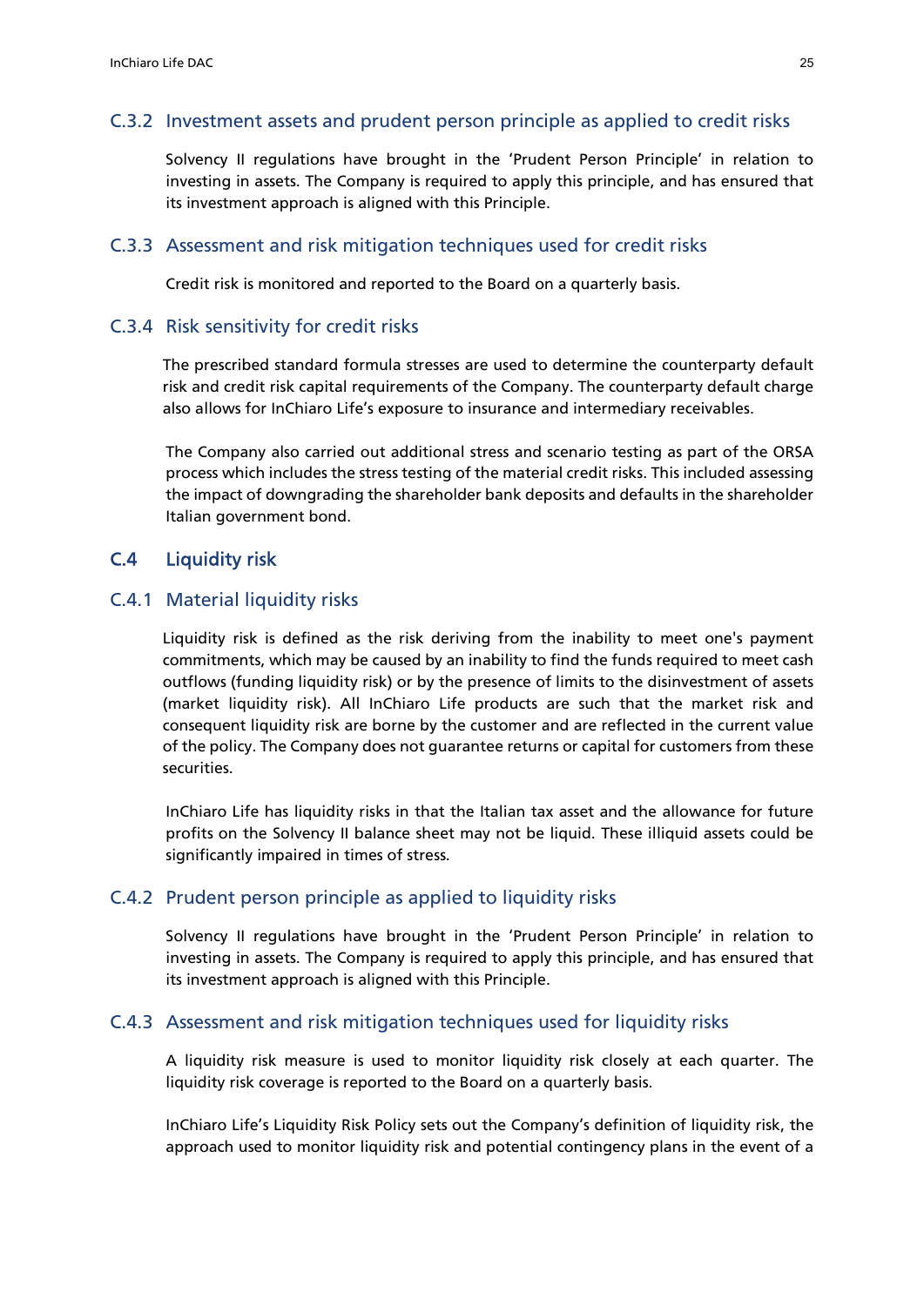### C.3.2 Investment assets and prudent person principle as applied to credit risks

Solvency II regulations have brought in the 'Prudent Person Principle' in relation to investing in assets. The Company is required to apply this principle, and has ensured that its investment approach is aligned with this Principle.

### C.3.3 Assessment and risk mitigation techniques used for credit risks

Credit risk is monitored and reported to the Board on a quarterly basis.

### C.3.4 Risk sensitivity for credit risks

The prescribed standard formula stresses are used to determine the counterparty default risk and credit risk capital requirements of the Company. The counterparty default charge also allows for InChiaro Life's exposure to insurance and intermediary receivables.

The Company also carried out additional stress and scenario testing as part of the ORSA process which includes the stress testing of the material credit risks. This included assessing the impact of downgrading the shareholder bank deposits and defaults in the shareholder Italian government bond.

## C.4 Liquidity risk

### C.4.1 Material liquidity risks

Liquidity risk is defined as the risk deriving from the inability to meet one's payment commitments, which may be caused by an inability to find the funds required to meet cash outflows (funding liquidity risk) or by the presence of limits to the disinvestment of assets (market liquidity risk). All InChiaro Life products are such that the market risk and consequent liquidity risk are borne by the customer and are reflected in the current value of the policy. The Company does not guarantee returns or capital for customers from these securities.

InChiaro Life has liquidity risks in that the Italian tax asset and the allowance for future profits on the Solvency II balance sheet may not be liquid. These illiquid assets could be significantly impaired in times of stress.

### C.4.2 Prudent person principle as applied to liquidity risks

Solvency II regulations have brought in the 'Prudent Person Principle' in relation to investing in assets. The Company is required to apply this principle, and has ensured that its investment approach is aligned with this Principle.

### C.4.3 Assessment and risk mitigation techniques used for liquidity risks

A liquidity risk measure is used to monitor liquidity risk closely at each quarter. The liquidity risk coverage is reported to the Board on a quarterly basis.

InChiaro Life's Liquidity Risk Policy sets out the Company's definition of liquidity risk, the approach used to monitor liquidity risk and potential contingency plans in the event of a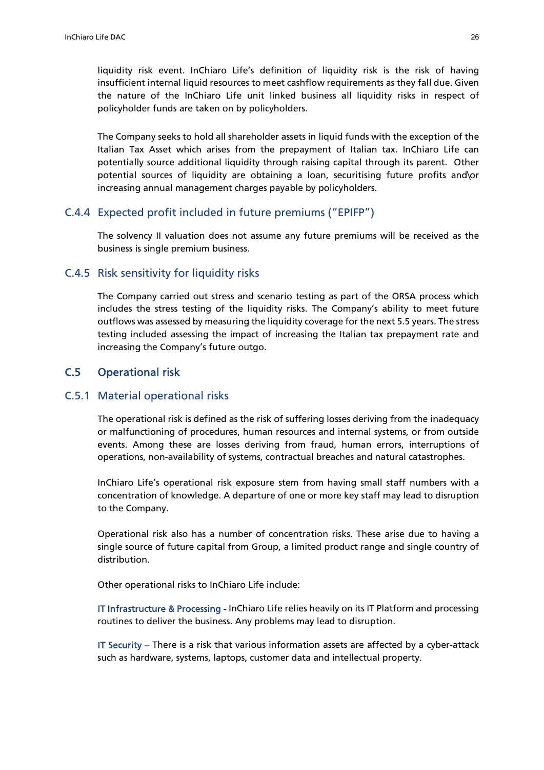liquidity risk event. InChiaro Life's definition of liquidity risk is the risk of having insufficient internal liquid resources to meet cashflow requirements as they fall due. Given the nature of the InChiaro Life unit linked business all liquidity risks in respect of policyholder funds are taken on by policyholders.

The Company seeks to hold all shareholder assets in liquid funds with the exception of the Italian Tax Asset which arises from the prepayment of Italian tax. InChiaro Life can potentially source additional liquidity through raising capital through its parent. Other potential sources of liquidity are obtaining a loan, securitising future profits and\or increasing annual management charges payable by policyholders.

### C.4.4 Expected profit included in future premiums ("EPIFP")

The solvency II valuation does not assume any future premiums will be received as the business is single premium business.

### C.4.5 Risk sensitivity for liquidity risks

The Company carried out stress and scenario testing as part of the ORSA process which includes the stress testing of the liquidity risks. The Company's ability to meet future outflows was assessed by measuring the liquidity coverage for the next 5.5 years. The stress testing included assessing the impact of increasing the Italian tax prepayment rate and increasing the Company's future outgo.

## C.5 Operational risk

### C.5.1 Material operational risks

The operational risk is defined as the risk of suffering losses deriving from the inadequacy or malfunctioning of procedures, human resources and internal systems, or from outside events. Among these are losses deriving from fraud, human errors, interruptions of operations, non-availability of systems, contractual breaches and natural catastrophes.

InChiaro Life's operational risk exposure stem from having small staff numbers with a concentration of knowledge. A departure of one or more key staff may lead to disruption to the Company.

Operational risk also has a number of concentration risks. These arise due to having a single source of future capital from Group, a limited product range and single country of distribution.

Other operational risks to InChiaro Life include:

IT Infrastructure & Processing - InChiaro Life relies heavily on its IT Platform and processing routines to deliver the business. Any problems may lead to disruption.

IT Security – There is a risk that various information assets are affected by a cyber-attack such as hardware, systems, laptops, customer data and intellectual property.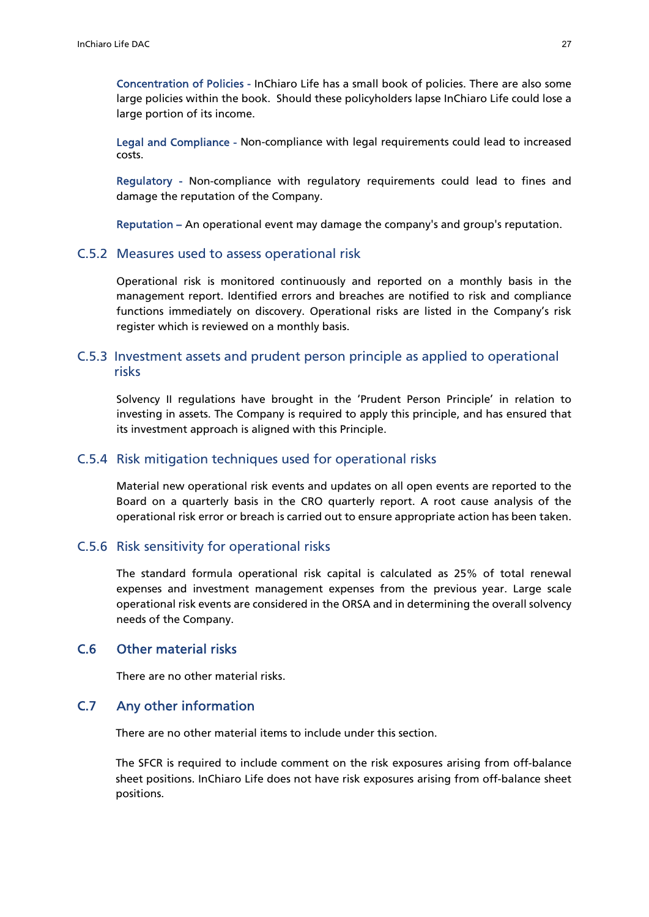**Concentration of Policies** - InChiaro Life has a small book of policies. There are also some large policies within the book. Should these policyholders lapse InChiaro Life could lose a large portion of its income.

**Legal and Compliance** - Non-compliance with legal requirements could lead to increased costs.

**Regulatory** - Non-compliance with regulatory requirements could lead to fines and damage the reputation of the Company.

**Reputation** – An operational event may damage the company's and group's reputation.

### C.5.2 Measures used to assess operational risk

Operational risk is monitored continuously and reported on a monthly basis in the management report. Identified errors and breaches are notified to risk and compliance functions immediately on discovery. Operational risks are listed in the Company's risk register which is reviewed on a monthly basis.

### C.5.3 Investment assets and prudent person principle as applied to operational risks

Solvency II regulations have brought in the 'Prudent Person Principle' in relation to investing in assets. The Company is required to apply this principle, and has ensured that its investment approach is aligned with this Principle.

### C.5.4 Risk mitigation techniques used for operational risks

Material new operational risk events and updates on all open events are reported to the Board on a quarterly basis in the CRO quarterly report. A root cause analysis of the operational risk error or breach is carried out to ensure appropriate action has been taken.

### C.5.6 Risk sensitivity for operational risks

The standard formula operational risk capital is calculated as 25% of total renewal expenses and investment management expenses from the previous year. Large scale operational risk events are considered in the ORSA and in determining the overall solvency needs of the Company.

## C.6 Other material risks

There are no other material risks.

## C.7 Any other information

There are no other material items to include under this section.

The SFCR is required to include comment on the risk exposures arising from off-balance sheet positions. InChiaro Life does not have risk exposures arising from off-balance sheet positions.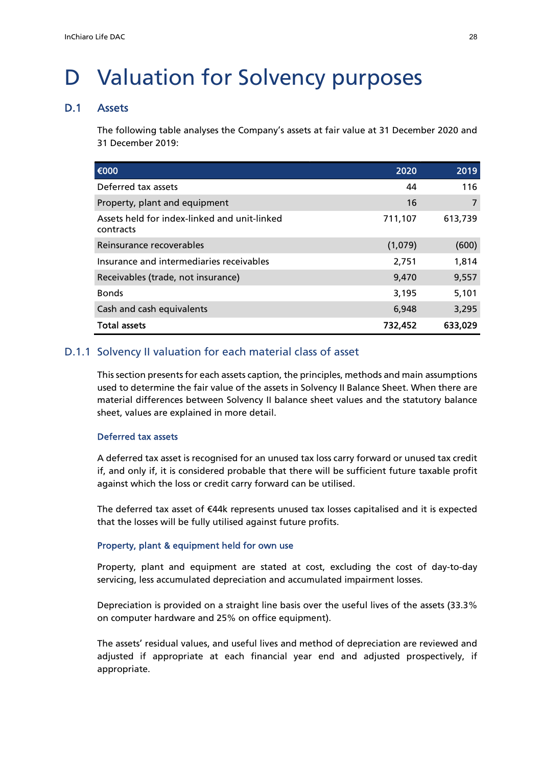# D Valuation for Solvency purposes

## D.1 Assets

The following table analyses the Company's assets at fair value at 31 December 2020 and 31 December 2019:

| €000 | 2020 | 2019 |
|---|---|---|
| Deferred tax assets | 44 | 116 |
| Property, plant and equipment | 16 | 7 |
| Assets held for index-linked and unit-linked contracts | 711,107 | 613,739 |
| Reinsurance recoverables | (1,079) | (600) |
| Insurance and intermediaries receivables | 2,751 | 1,814 |
| Receivables (trade, not insurance) | 9,470 | 9,557 |
| Bonds | 3,195 | 5,101 |
| Cash and cash equivalents | 6,948 | 3,295 |
| **Total assets** | **732,452** | **633,029** |

### D.1.1 Solvency II valuation for each material class of asset

This section presents for each assets caption, the principles, methods and main assumptions used to determine the fair value of the assets in Solvency II Balance Sheet. When there are material differences between Solvency II balance sheet values and the statutory balance sheet, values are explained in more detail.

#### Deferred tax assets

A deferred tax asset is recognised for an unused tax loss carry forward or unused tax credit if, and only if, it is considered probable that there will be sufficient future taxable profit against which the loss or credit carry forward can be utilised.

The deferred tax asset of €44k represents unused tax losses capitalised and it is expected that the losses will be fully utilised against future profits.

#### Property, plant & equipment held for own use

Property, plant and equipment are stated at cost, excluding the cost of day-to-day servicing, less accumulated depreciation and accumulated impairment losses.

Depreciation is provided on a straight line basis over the useful lives of the assets (33.3% on computer hardware and 25% on office equipment).

The assets' residual values, and useful lives and method of depreciation are reviewed and adjusted if appropriate at each financial year end and adjusted prospectively, if appropriate.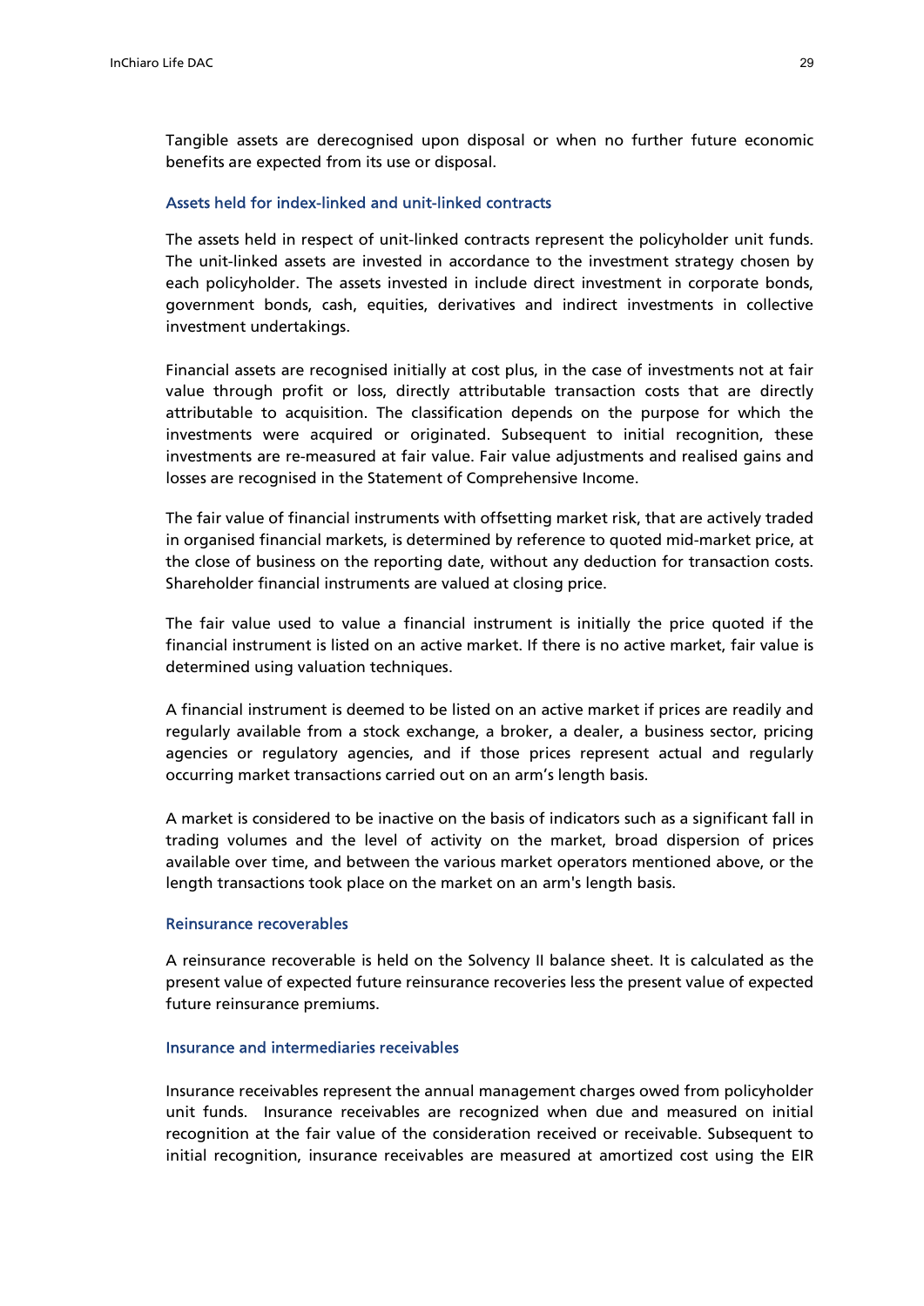Tangible assets are derecognised upon disposal or when no further future economic benefits are expected from its use or disposal.

### Assets held for index-linked and unit-linked contracts

The assets held in respect of unit-linked contracts represent the policyholder unit funds. The unit-linked assets are invested in accordance to the investment strategy chosen by each policyholder. The assets invested in include direct investment in corporate bonds, government bonds, cash, equities, derivatives and indirect investments in collective investment undertakings.

Financial assets are recognised initially at cost plus, in the case of investments not at fair value through profit or loss, directly attributable transaction costs that are directly attributable to acquisition. The classification depends on the purpose for which the investments were acquired or originated. Subsequent to initial recognition, these investments are re-measured at fair value. Fair value adjustments and realised gains and losses are recognised in the Statement of Comprehensive Income.

The fair value of financial instruments with offsetting market risk, that are actively traded in organised financial markets, is determined by reference to quoted mid-market price, at the close of business on the reporting date, without any deduction for transaction costs. Shareholder financial instruments are valued at closing price.

The fair value used to value a financial instrument is initially the price quoted if the financial instrument is listed on an active market. If there is no active market, fair value is determined using valuation techniques.

A financial instrument is deemed to be listed on an active market if prices are readily and regularly available from a stock exchange, a broker, a dealer, a business sector, pricing agencies or regulatory agencies, and if those prices represent actual and regularly occurring market transactions carried out on an arm's length basis.

A market is considered to be inactive on the basis of indicators such as a significant fall in trading volumes and the level of activity on the market, broad dispersion of prices available over time, and between the various market operators mentioned above, or the length transactions took place on the market on an arm's length basis.

### Reinsurance recoverables

A reinsurance recoverable is held on the Solvency II balance sheet. It is calculated as the present value of expected future reinsurance recoveries less the present value of expected future reinsurance premiums.

### Insurance and intermediaries receivables

Insurance receivables represent the annual management charges owed from policyholder unit funds. Insurance receivables are recognized when due and measured on initial recognition at the fair value of the consideration received or receivable. Subsequent to initial recognition, insurance receivables are measured at amortized cost using the EIR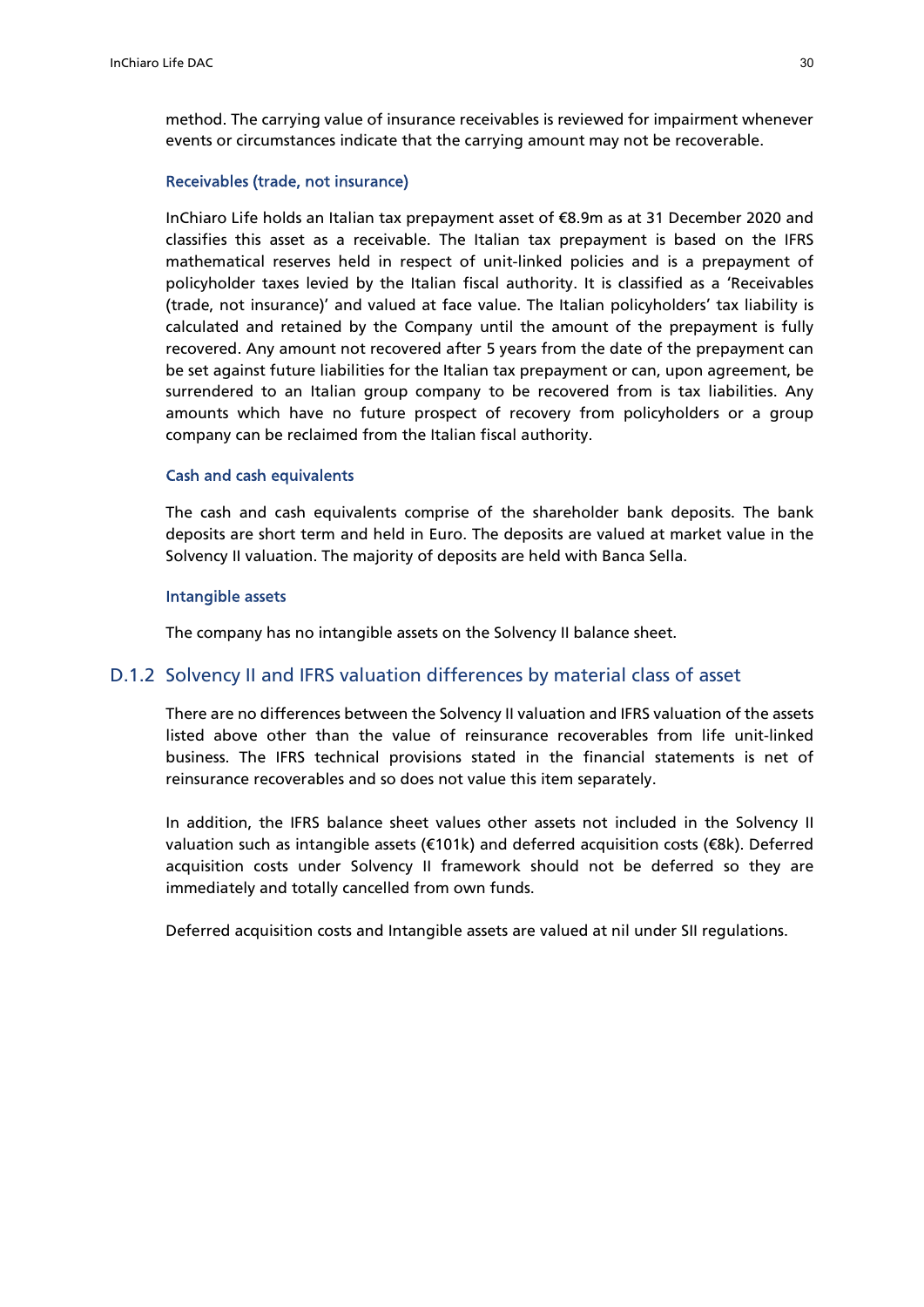method. The carrying value of insurance receivables is reviewed for impairment whenever events or circumstances indicate that the carrying amount may not be recoverable.

#### Receivables (trade, not insurance)

InChiaro Life holds an Italian tax prepayment asset of €8.9m as at 31 December 2020 and classifies this asset as a receivable. The Italian tax prepayment is based on the IFRS mathematical reserves held in respect of unit-linked policies and is a prepayment of policyholder taxes levied by the Italian fiscal authority. It is classified as a 'Receivables (trade, not insurance)' and valued at face value. The Italian policyholders' tax liability is calculated and retained by the Company until the amount of the prepayment is fully recovered. Any amount not recovered after 5 years from the date of the prepayment can be set against future liabilities for the Italian tax prepayment or can, upon agreement, be surrendered to an Italian group company to be recovered from is tax liabilities. Any amounts which have no future prospect of recovery from policyholders or a group company can be reclaimed from the Italian fiscal authority.

#### Cash and cash equivalents

The cash and cash equivalents comprise of the shareholder bank deposits. The bank deposits are short term and held in Euro. The deposits are valued at market value in the Solvency II valuation. The majority of deposits are held with Banca Sella.

#### Intangible assets

The company has no intangible assets on the Solvency II balance sheet.

### D.1.2 Solvency II and IFRS valuation differences by material class of asset

There are no differences between the Solvency II valuation and IFRS valuation of the assets listed above other than the value of reinsurance recoverables from life unit-linked business. The IFRS technical provisions stated in the financial statements is net of reinsurance recoverables and so does not value this item separately.

In addition, the IFRS balance sheet values other assets not included in the Solvency II valuation such as intangible assets (€101k) and deferred acquisition costs (€8k). Deferred acquisition costs under Solvency II framework should not be deferred so they are immediately and totally cancelled from own funds.

Deferred acquisition costs and Intangible assets are valued at nil under SII regulations.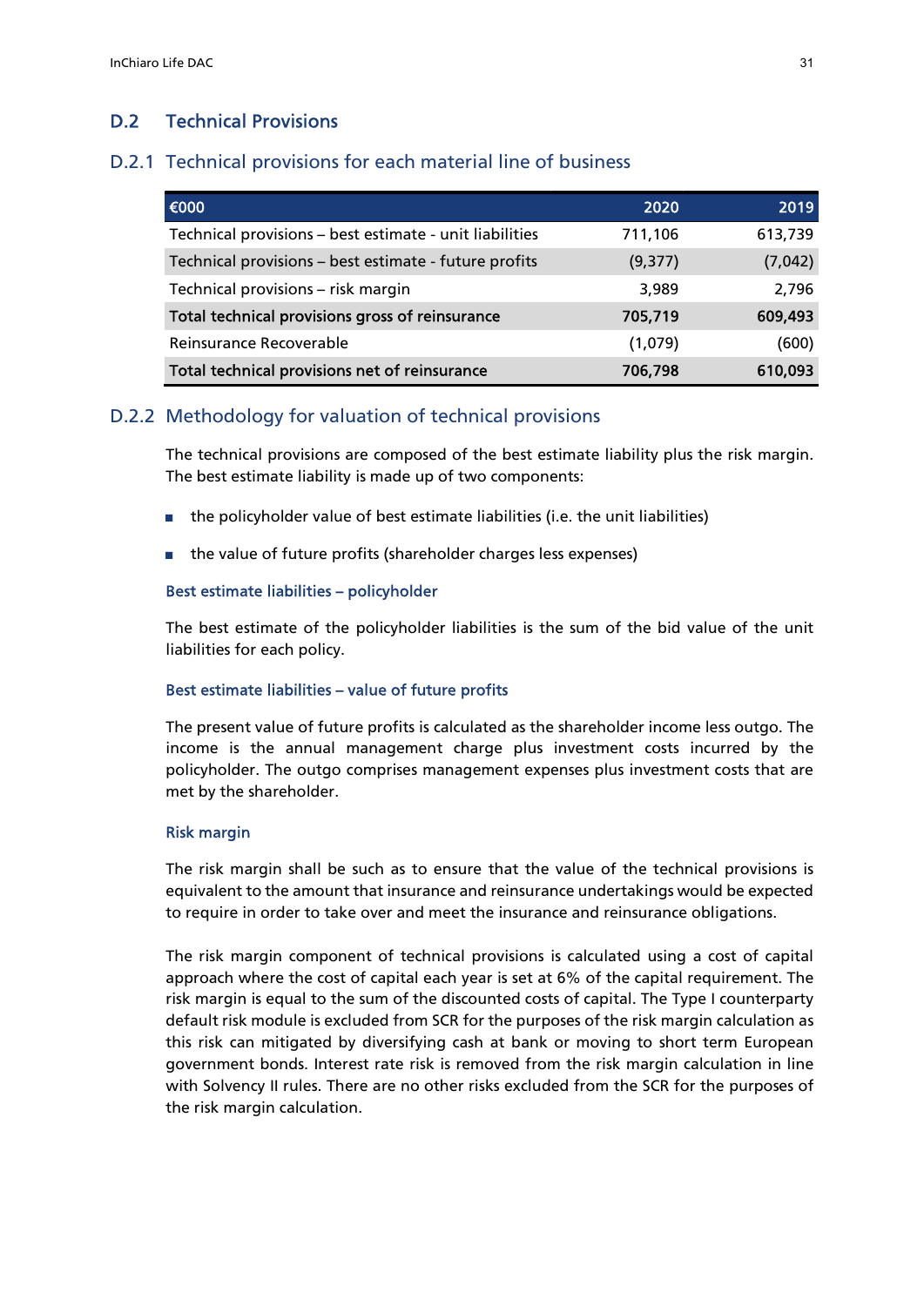## D.2 Technical Provisions

### D.2.1 Technical provisions for each material line of business

| €000 | 2020 | 2019 |
|---|---|---|
| Technical provisions – best estimate - unit liabilities | 711,106 | 613,739 |
| Technical provisions – best estimate - future profits | (9,377) | (7,042) |
| Technical provisions – risk margin | 3,989 | 2,796 |
| **Total technical provisions gross of reinsurance** | **705,719** | **609,493** |
| Reinsurance Recoverable | (1,079) | (600) |
| **Total technical provisions net of reinsurance** | **706,798** | **610,093** |

### D.2.2 Methodology for valuation of technical provisions

The technical provisions are composed of the best estimate liability plus the risk margin. The best estimate liability is made up of two components:

- the policyholder value of best estimate liabilities (i.e. the unit liabilities)
- the value of future profits (shareholder charges less expenses)

#### Best estimate liabilities – policyholder

The best estimate of the policyholder liabilities is the sum of the bid value of the unit liabilities for each policy.

#### Best estimate liabilities – value of future profits

The present value of future profits is calculated as the shareholder income less outgo. The income is the annual management charge plus investment costs incurred by the policyholder. The outgo comprises management expenses plus investment costs that are met by the shareholder.

#### Risk margin

The risk margin shall be such as to ensure that the value of the technical provisions is equivalent to the amount that insurance and reinsurance undertakings would be expected to require in order to take over and meet the insurance and reinsurance obligations.

The risk margin component of technical provisions is calculated using a cost of capital approach where the cost of capital each year is set at 6% of the capital requirement. The risk margin is equal to the sum of the discounted costs of capital. The Type I counterparty default risk module is excluded from SCR for the purposes of the risk margin calculation as this risk can mitigated by diversifying cash at bank or moving to short term European government bonds. Interest rate risk is removed from the risk margin calculation in line with Solvency II rules. There are no other risks excluded from the SCR for the purposes of the risk margin calculation.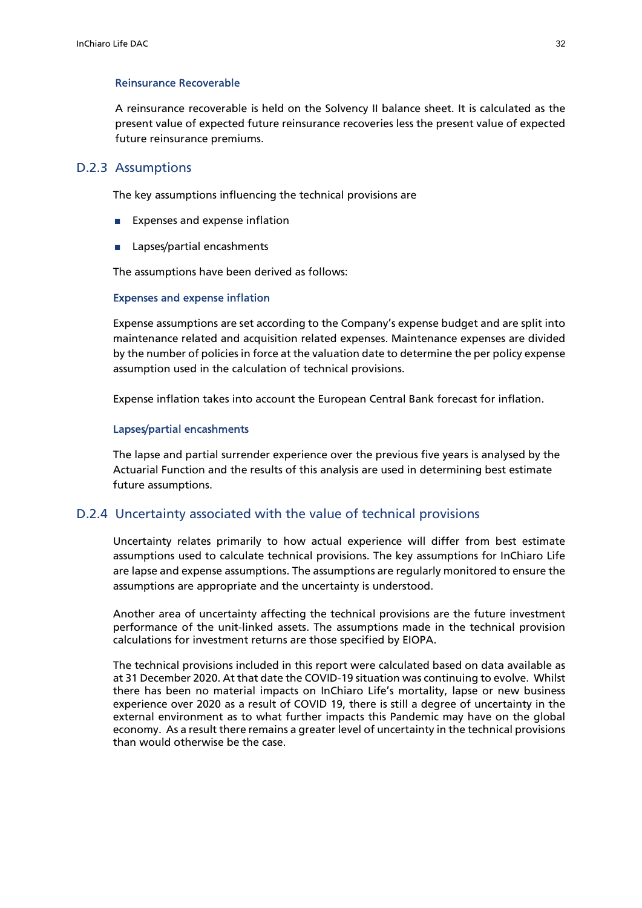#### Reinsurance Recoverable

A reinsurance recoverable is held on the Solvency II balance sheet. It is calculated as the present value of expected future reinsurance recoveries less the present value of expected future reinsurance premiums.

### D.2.3 Assumptions

The key assumptions influencing the technical provisions are

- Expenses and expense inflation
- Lapses/partial encashments

The assumptions have been derived as follows:

#### Expenses and expense inflation

Expense assumptions are set according to the Company's expense budget and are split into maintenance related and acquisition related expenses. Maintenance expenses are divided by the number of policies in force at the valuation date to determine the per policy expense assumption used in the calculation of technical provisions.

Expense inflation takes into account the European Central Bank forecast for inflation.

#### Lapses/partial encashments

The lapse and partial surrender experience over the previous five years is analysed by the Actuarial Function and the results of this analysis are used in determining best estimate future assumptions.

### D.2.4 Uncertainty associated with the value of technical provisions

Uncertainty relates primarily to how actual experience will differ from best estimate assumptions used to calculate technical provisions. The key assumptions for InChiaro Life are lapse and expense assumptions. The assumptions are regularly monitored to ensure the assumptions are appropriate and the uncertainty is understood.

Another area of uncertainty affecting the technical provisions are the future investment performance of the unit-linked assets. The assumptions made in the technical provision calculations for investment returns are those specified by EIOPA.

The technical provisions included in this report were calculated based on data available as at 31 December 2020. At that date the COVID-19 situation was continuing to evolve. Whilst there has been no material impacts on InChiaro Life's mortality, lapse or new business experience over 2020 as a result of COVID 19, there is still a degree of uncertainty in the external environment as to what further impacts this Pandemic may have on the global economy. As a result there remains a greater level of uncertainty in the technical provisions than would otherwise be the case.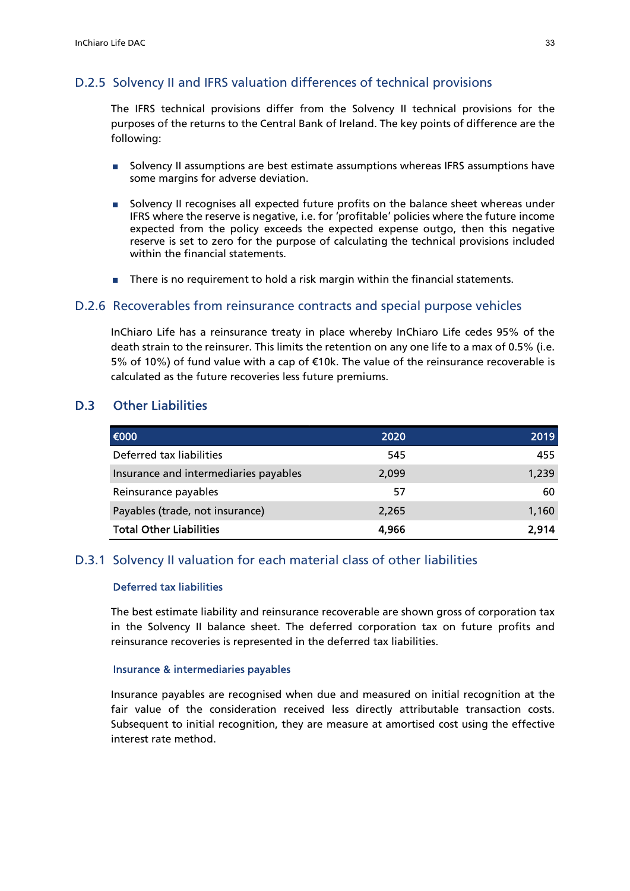### D.2.5 Solvency II and IFRS valuation differences of technical provisions

The IFRS technical provisions differ from the Solvency II technical provisions for the purposes of the returns to the Central Bank of Ireland. The key points of difference are the following:

- Solvency II assumptions are best estimate assumptions whereas IFRS assumptions have some margins for adverse deviation.
- Solvency II recognises all expected future profits on the balance sheet whereas under IFRS where the reserve is negative, i.e. for 'profitable' policies where the future income expected from the policy exceeds the expected expense outgo, then this negative reserve is set to zero for the purpose of calculating the technical provisions included within the financial statements.
- There is no requirement to hold a risk margin within the financial statements.

### D.2.6 Recoverables from reinsurance contracts and special purpose vehicles

InChiaro Life has a reinsurance treaty in place whereby InChiaro Life cedes 95% of the death strain to the reinsurer. This limits the retention on any one life to a max of 0.5% (i.e. 5% of 10%) of fund value with a cap of €10k. The value of the reinsurance recoverable is calculated as the future recoveries less future premiums.

## D.3 Other Liabilities

| €000 | 2020 | 2019 |
|---|---|---|
| Deferred tax liabilities | 545 | 455 |
| Insurance and intermediaries payables | 2,099 | 1,239 |
| Reinsurance payables | 57 | 60 |
| Payables (trade, not insurance) | 2,265 | 1,160 |
| **Total Other Liabilities** | **4,966** | **2,914** |

### D.3.1 Solvency II valuation for each material class of other liabilities

#### Deferred tax liabilities

The best estimate liability and reinsurance recoverable are shown gross of corporation tax in the Solvency II balance sheet. The deferred corporation tax on future profits and reinsurance recoveries is represented in the deferred tax liabilities.

#### Insurance & intermediaries payables

Insurance payables are recognised when due and measured on initial recognition at the fair value of the consideration received less directly attributable transaction costs. Subsequent to initial recognition, they are measure at amortised cost using the effective interest rate method.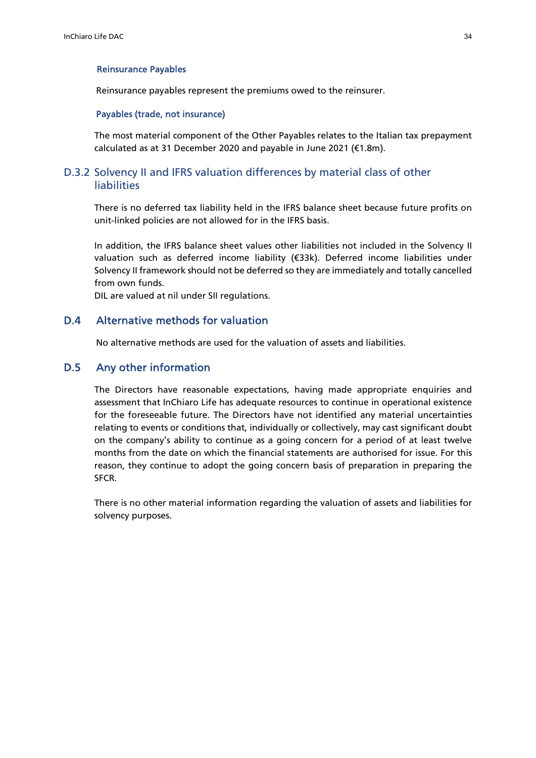#### Reinsurance Payables

Reinsurance payables represent the premiums owed to the reinsurer.

#### Payables (trade, not insurance)

The most material component of the Other Payables relates to the Italian tax prepayment calculated as at 31 December 2020 and payable in June 2021 (€1.8m).

### D.3.2 Solvency II and IFRS valuation differences by material class of other liabilities

There is no deferred tax liability held in the IFRS balance sheet because future profits on unit-linked policies are not allowed for in the IFRS basis.

In addition, the IFRS balance sheet values other liabilities not included in the Solvency II valuation such as deferred income liability (€33k). Deferred income liabilities under Solvency II framework should not be deferred so they are immediately and totally cancelled from own funds.
DIL are valued at nil under SII regulations.

## D.4 Alternative methods for valuation

No alternative methods are used for the valuation of assets and liabilities.

## D.5 Any other information

The Directors have reasonable expectations, having made appropriate enquiries and assessment that InChiaro Life has adequate resources to continue in operational existence for the foreseeable future. The Directors have not identified any material uncertainties relating to events or conditions that, individually or collectively, may cast significant doubt on the company's ability to continue as a going concern for a period of at least twelve months from the date on which the financial statements are authorised for issue. For this reason, they continue to adopt the going concern basis of preparation in preparing the SFCR.

There is no other material information regarding the valuation of assets and liabilities for solvency purposes.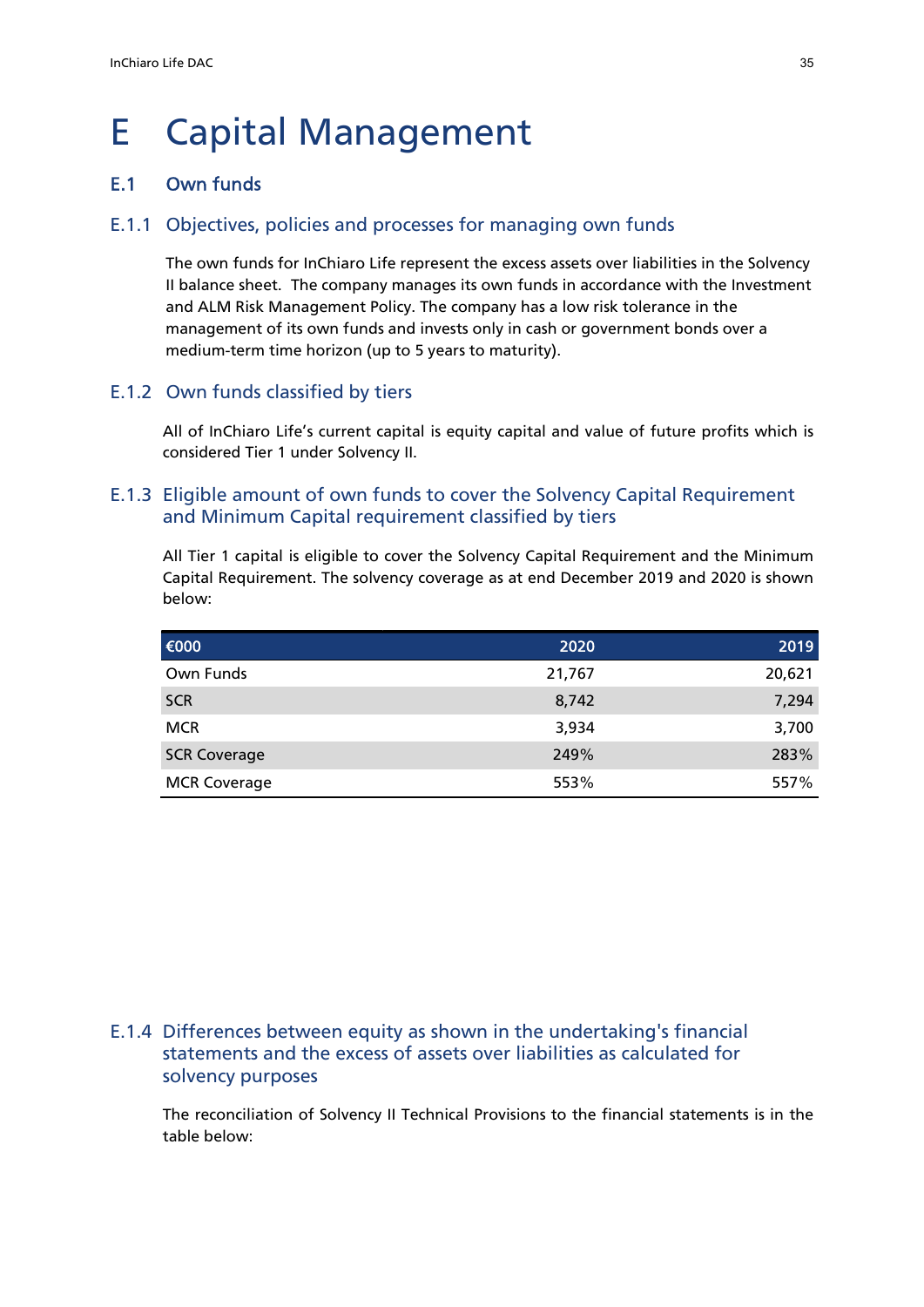# E Capital Management

## E.1 Own funds

### E.1.1 Objectives, policies and processes for managing own funds

The own funds for InChiaro Life represent the excess assets over liabilities in the Solvency II balance sheet. The company manages its own funds in accordance with the Investment and ALM Risk Management Policy. The company has a low risk tolerance in the management of its own funds and invests only in cash or government bonds over a medium-term time horizon (up to 5 years to maturity).

### E.1.2 Own funds classified by tiers

All of InChiaro Life's current capital is equity capital and value of future profits which is considered Tier 1 under Solvency II.

### E.1.3 Eligible amount of own funds to cover the Solvency Capital Requirement and Minimum Capital requirement classified by tiers

All Tier 1 capital is eligible to cover the Solvency Capital Requirement and the Minimum Capital Requirement. The solvency coverage as at end December 2019 and 2020 is shown below:

| €000 | 2020 | 2019 |
|---|---|---|
| Own Funds | 21,767 | 20,621 |
| SCR | 8,742 | 7,294 |
| MCR | 3,934 | 3,700 |
| SCR Coverage | 249% | 283% |
| MCR Coverage | 553% | 557% |

### E.1.4 Differences between equity as shown in the undertaking's financial statements and the excess of assets over liabilities as calculated for solvency purposes

The reconciliation of Solvency II Technical Provisions to the financial statements is in the table below: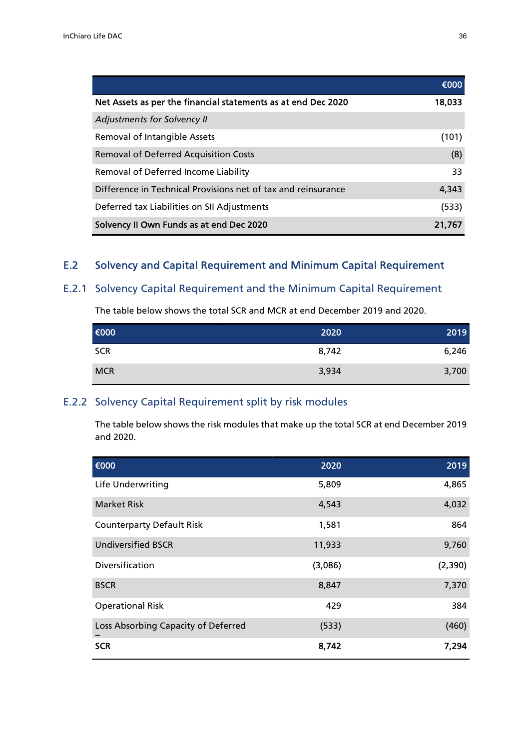| | €000 |
|---|---|
| **Net Assets as per the financial statements as at end Dec 2020** | **18,033** |
| *Adjustments for Solvency II* | |
| Removal of Intangible Assets | (101) |
| Removal of Deferred Acquisition Costs | (8) |
| Removal of Deferred Income Liability | 33 |
| Difference in Technical Provisions net of tax and reinsurance | 4,343 |
| Deferred tax Liabilities on SII Adjustments | (533) |
| **Solvency II Own Funds as at end Dec 2020** | **21,767** |

## E.2 Solvency and Capital Requirement and Minimum Capital Requirement

### E.2.1 Solvency Capital Requirement and the Minimum Capital Requirement

The table below shows the total SCR and MCR at end December 2019 and 2020.

| €000 | 2020 | 2019 |
|---|---|---|
| SCR | 8,742 | 6,246 |
| MCR | 3,934 | 3,700 |

### E.2.2 Solvency Capital Requirement split by risk modules

The table below shows the risk modules that make up the total SCR at end December 2019 and 2020.

| €000 | 2020 | 2019 |
|---|---|---|
| Life Underwriting | 5,809 | 4,865 |
| Market Risk | 4,543 | 4,032 |
| Counterparty Default Risk | 1,581 | 864 |
| Undiversified BSCR | 11,933 | 9,760 |
| Diversification | (3,086) | (2,390) |
| BSCR | 8,847 | 7,370 |
| Operational Risk | 429 | 384 |
| Loss Absorbing Capacity of Deferred – | (533) | (460) |
| **SCR** | **8,742** | **7,294** |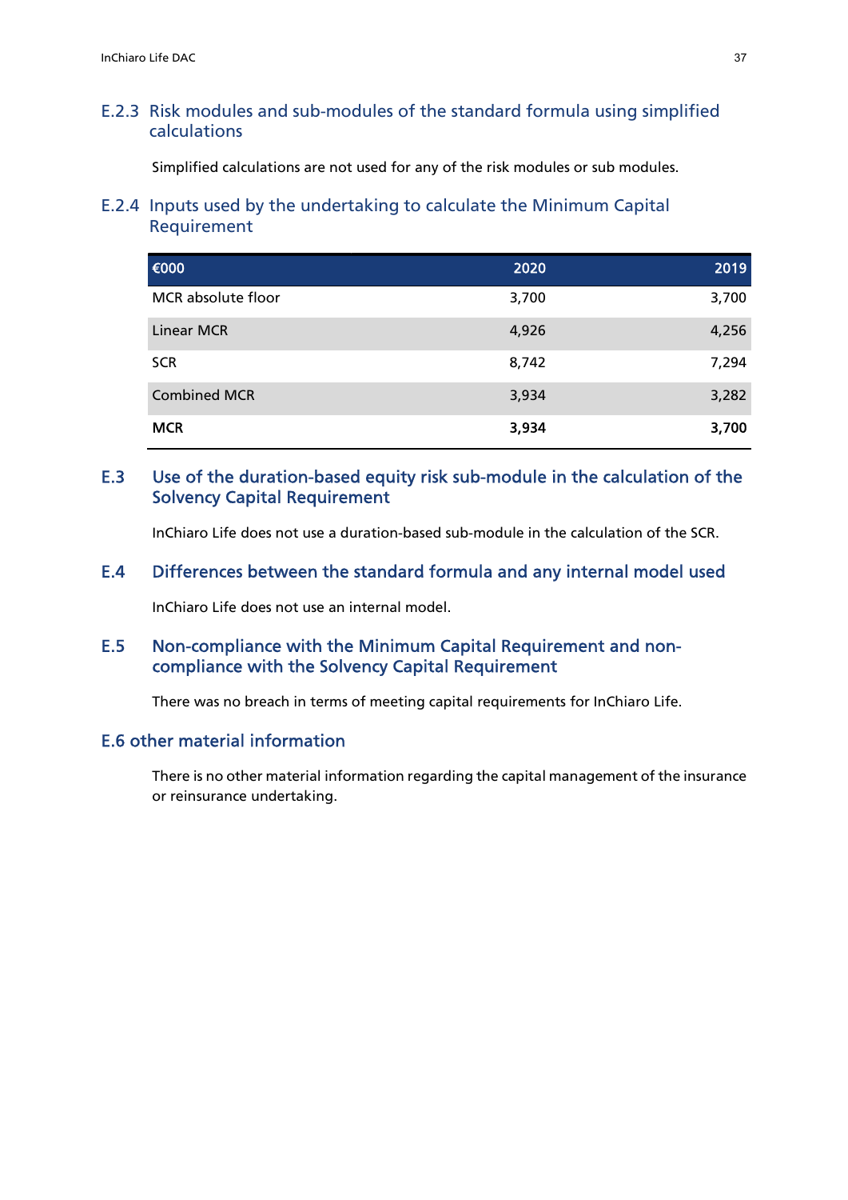### E.2.3 Risk modules and sub-modules of the standard formula using simplified calculations

Simplified calculations are not used for any of the risk modules or sub modules.

### E.2.4 Inputs used by the undertaking to calculate the Minimum Capital Requirement

| €000 | 2020 | 2019 |
|---|---|---|
| MCR absolute floor | 3,700 | 3,700 |
| Linear MCR | 4,926 | 4,256 |
| SCR | 8,742 | 7,294 |
| Combined MCR | 3,934 | 3,282 |
| **MCR** | **3,934** | **3,700** |

## E.3 Use of the duration-based equity risk sub-module in the calculation of the Solvency Capital Requirement

InChiaro Life does not use a duration-based sub-module in the calculation of the SCR.

## E.4 Differences between the standard formula and any internal model used

InChiaro Life does not use an internal model.

## E.5 Non-compliance with the Minimum Capital Requirement and non-compliance with the Solvency Capital Requirement

There was no breach in terms of meeting capital requirements for InChiaro Life.

## E.6 other material information

There is no other material information regarding the capital management of the insurance or reinsurance undertaking.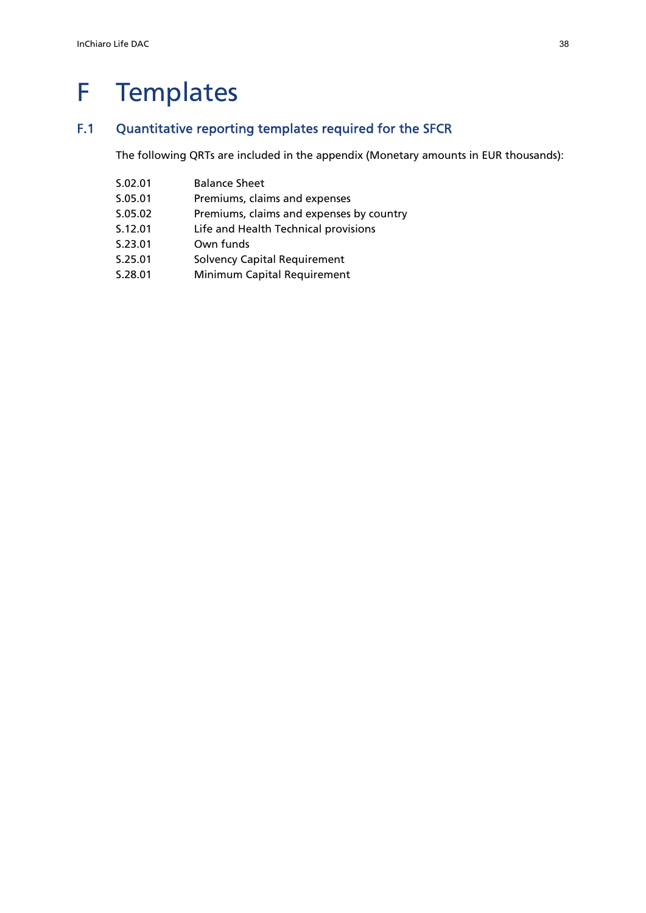# F Templates

## F.1 Quantitative reporting templates required for the SFCR

The following QRTs are included in the appendix (Monetary amounts in EUR thousands):

| | |
|---|---|
| S.02.01 | Balance Sheet |
| S.05.01 | Premiums, claims and expenses |
| S.05.02 | Premiums, claims and expenses by country |
| S.12.01 | Life and Health Technical provisions |
| S.23.01 | Own funds |
| S.25.01 | Solvency Capital Requirement |
| S.28.01 | Minimum Capital Requirement |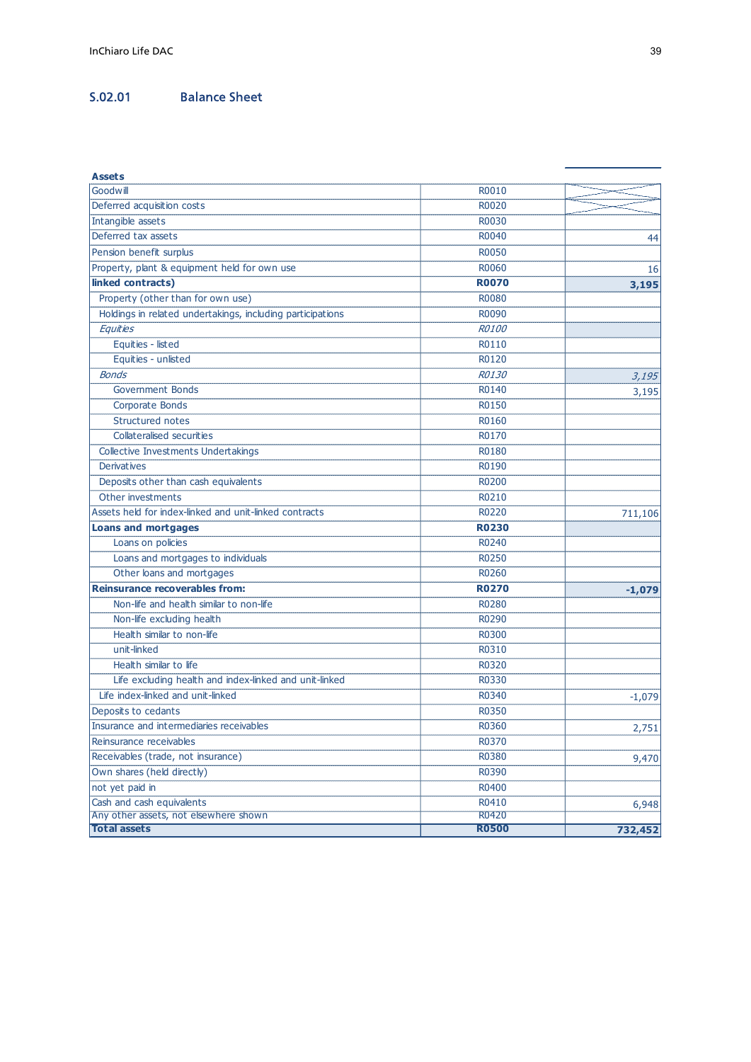## S.02.01 Balance Sheet

| **Assets** | | |
|---|---|---|
| Goodwill | R0010 | |
| Deferred acquisition costs | R0020 | |
| Intangible assets | R0030 | |
| Deferred tax assets | R0040 | 44 |
| Pension benefit surplus | R0050 | |
| Property, plant & equipment held for own use | R0060 | 16 |
| **linked contracts)** | **R0070** | **3,195** |
| Property (other than for own use) | R0080 | |
| Holdings in related undertakings, including participations | R0090 | |
| *Equities* | *R0100* | |
| Equities - listed | R0110 | |
| Equities - unlisted | R0120 | |
| *Bonds* | *R0130* | *3,195* |
| Government Bonds | R0140 | 3,195 |
| Corporate Bonds | R0150 | |
| Structured notes | R0160 | |
| Collateralised securities | R0170 | |
| Collective Investments Undertakings | R0180 | |
| Derivatives | R0190 | |
| Deposits other than cash equivalents | R0200 | |
| Other investments | R0210 | |
| Assets held for index-linked and unit-linked contracts | R0220 | 711,106 |
| **Loans and mortgages** | **R0230** | |
| Loans on policies | R0240 | |
| Loans and mortgages to individuals | R0250 | |
| Other loans and mortgages | R0260 | |
| **Reinsurance recoverables from:** | **R0270** | **-1,079** |
| Non-life and health similar to non-life | R0280 | |
| Non-life excluding health | R0290 | |
| Health similar to non-life | R0300 | |
| unit-linked | R0310 | |
| Health similar to life | R0320 | |
| Life excluding health and index-linked and unit-linked | R0330 | |
| Life index-linked and unit-linked | R0340 | -1,079 |
| Deposits to cedants | R0350 | |
| Insurance and intermediaries receivables | R0360 | 2,751 |
| Reinsurance receivables | R0370 | |
| Receivables (trade, not insurance) | R0380 | 9,470 |
| Own shares (held directly) | R0390 | |
| not yet paid in | R0400 | |
| Cash and cash equivalents | R0410 | 6,948 |
| Any other assets, not elsewhere shown | R0420 | |
| **Total assets** | **R0500** | **732,452** |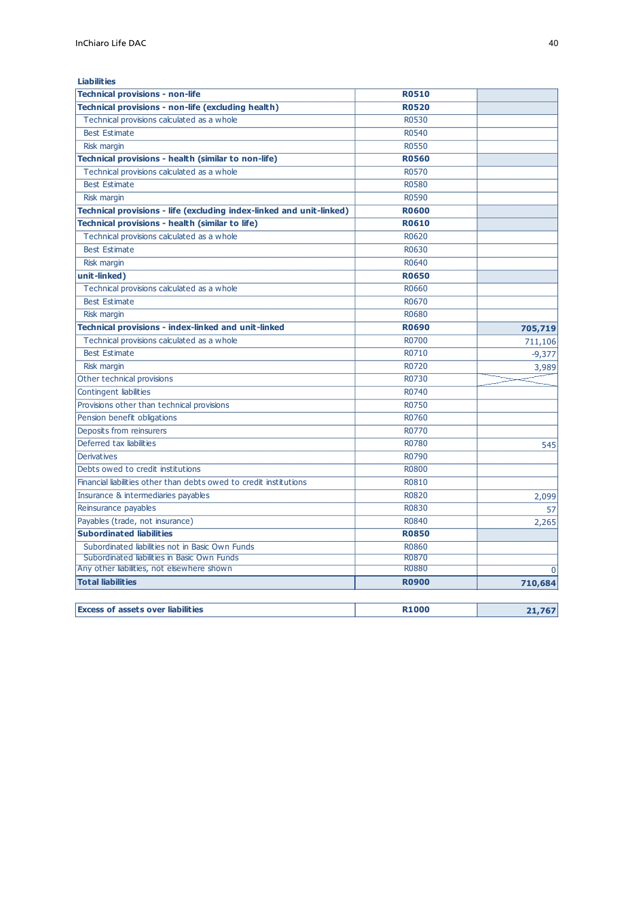**Liabilities**

| | | |
|---|---|---|
| **Technical provisions - non-life** | **R0510** | |
| **Technical provisions - non-life (excluding health)** | **R0520** | |
| Technical provisions calculated as a whole | R0530 | |
| Best Estimate | R0540 | |
| Risk margin | R0550 | |
| **Technical provisions - health (similar to non-life)** | **R0560** | |
| Technical provisions calculated as a whole | R0570 | |
| Best Estimate | R0580 | |
| Risk margin | R0590 | |
| **Technical provisions - life (excluding index-linked and unit-linked)** | **R0600** | |
| **Technical provisions - health (similar to life)** | **R0610** | |
| Technical provisions calculated as a whole | R0620 | |
| Best Estimate | R0630 | |
| Risk margin | R0640 | |
| **unit-linked)** | **R0650** | |
| Technical provisions calculated as a whole | R0660 | |
| Best Estimate | R0670 | |
| Risk margin | R0680 | |
| **Technical provisions - index-linked and unit-linked** | **R0690** | **705,719** |
| Technical provisions calculated as a whole | R0700 | 711,106 |
| Best Estimate | R0710 | -9,377 |
| Risk margin | R0720 | 3,989 |
| Other technical provisions | R0730 | |
| Contingent liabilities | R0740 | |
| Provisions other than technical provisions | R0750 | |
| Pension benefit obligations | R0760 | |
| Deposits from reinsurers | R0770 | |
| Deferred tax liabilities | R0780 | 545 |
| Derivatives | R0790 | |
| Debts owed to credit institutions | R0800 | |
| Financial liabilities other than debts owed to credit institutions | R0810 | |
| Insurance & intermediaries payables | R0820 | 2,099 |
| Reinsurance payables | R0830 | 57 |
| Payables (trade, not insurance) | R0840 | 2,265 |
| **Subordinated liabilities** | **R0850** | |
| Subordinated liabilities not in Basic Own Funds | R0860 | |
| Subordinated liabilities in Basic Own Funds | R0870 | |
| Any other liabilities, not elsewhere shown | R0880 | 0 |
| **Total liabilities** | **R0900** | **710,684** |

| | | |
|---|---|---|
| **Excess of assets over liabilities** | **R1000** | **21,767** |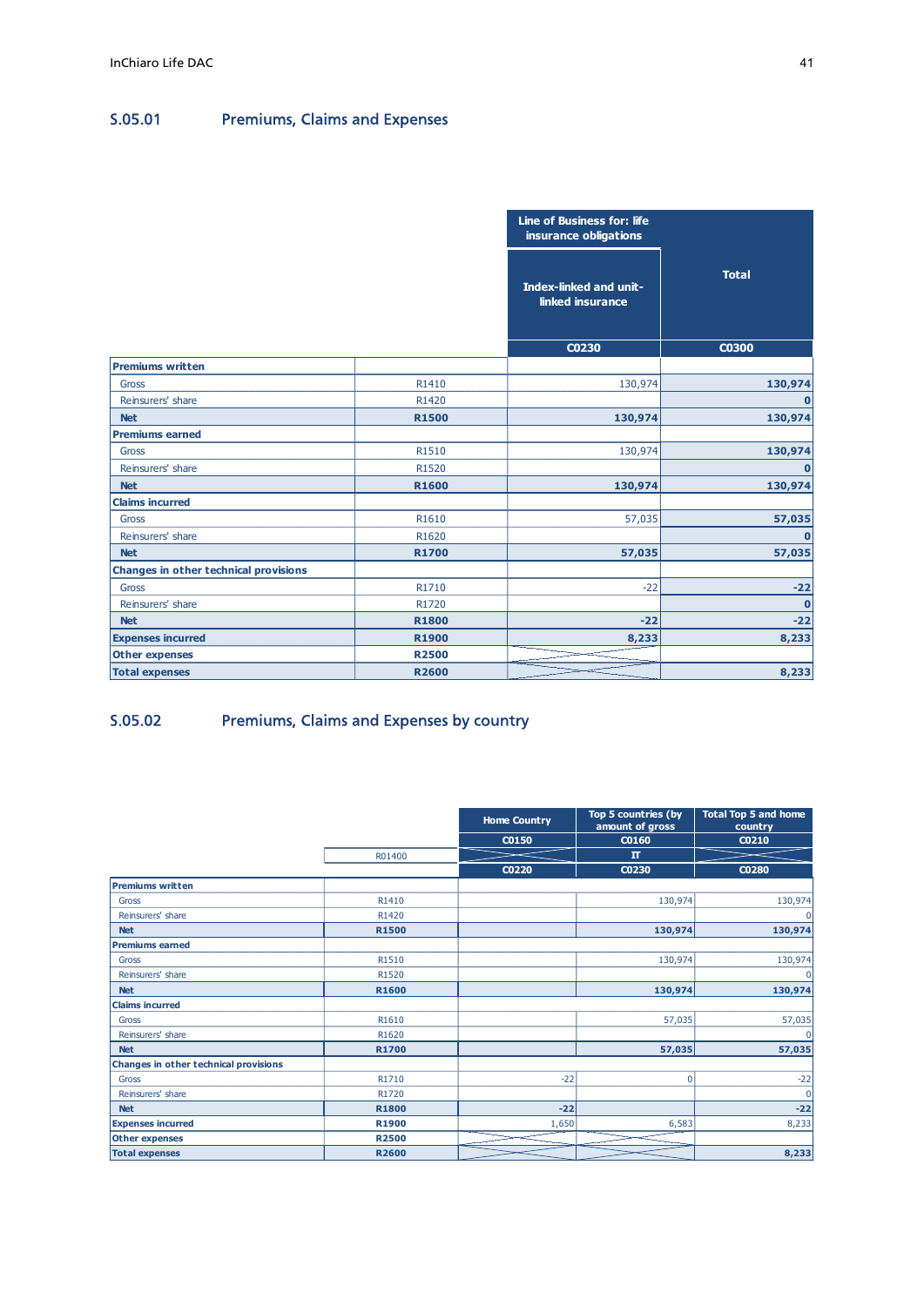## S.05.01 Premiums, Claims and Expenses

| | | Line of Business for: life insurance obligations | |
|---|---|---|---|
| | | Index-linked and unit-linked insurance | Total |
| | | C0230 | C0300 |
| **Premiums written** | | | |
| Gross | R1410 | 130,974 | **130,974** |
| Reinsurers' share | R1420 | | **0** |
| **Net** | **R1500** | **130,974** | **130,974** |
| **Premiums earned** | | | |
| Gross | R1510 | 130,974 | **130,974** |
| Reinsurers' share | R1520 | | **0** |
| **Net** | **R1600** | **130,974** | **130,974** |
| **Claims incurred** | | | |
| Gross | R1610 | 57,035 | **57,035** |
| Reinsurers' share | R1620 | | **0** |
| **Net** | **R1700** | **57,035** | **57,035** |
| **Changes in other technical provisions** | | | |
| Gross | R1710 | -22 | **-22** |
| Reinsurers' share | R1720 | | **0** |
| **Net** | **R1800** | **-22** | **-22** |
| **Expenses incurred** | **R1900** | **8,233** | **8,233** |
| **Other expenses** | **R2500** | | |
| **Total expenses** | **R2600** | | **8,233** |

## S.05.02 Premiums, Claims and Expenses by country

| | | Home Country | Top 5 countries (by amount of gross | Total Top 5 and home country |
|---|---|---|---|---|
| | | C0150 | C0160 | C0210 |
| | R01400 | | IT | |
| | | C0220 | C0230 | C0280 |
| **Premiums written** | | | | |
| Gross | R1410 | | 130,974 | 130,974 |
| Reinsurers' share | R1420 | | | 0 |
| **Net** | **R1500** | | **130,974** | **130,974** |
| **Premiums earned** | | | | |
| Gross | R1510 | | 130,974 | 130,974 |
| Reinsurers' share | R1520 | | | 0 |
| **Net** | **R1600** | | **130,974** | **130,974** |
| **Claims incurred** | | | | |
| Gross | R1610 | | 57,035 | 57,035 |
| Reinsurers' share | R1620 | | | 0 |
| **Net** | **R1700** | | **57,035** | **57,035** |
| **Changes in other technical provisions** | | | | |
| Gross | R1710 | -22 | 0 | -22 |
| Reinsurers' share | R1720 | | | 0 |
| **Net** | **R1800** | **-22** | | **-22** |
| **Expenses incurred** | **R1900** | 1,650 | 6,583 | 8,233 |
| **Other expenses** | **R2500** | | | |
| **Total expenses** | **R2600** | | | **8,233** |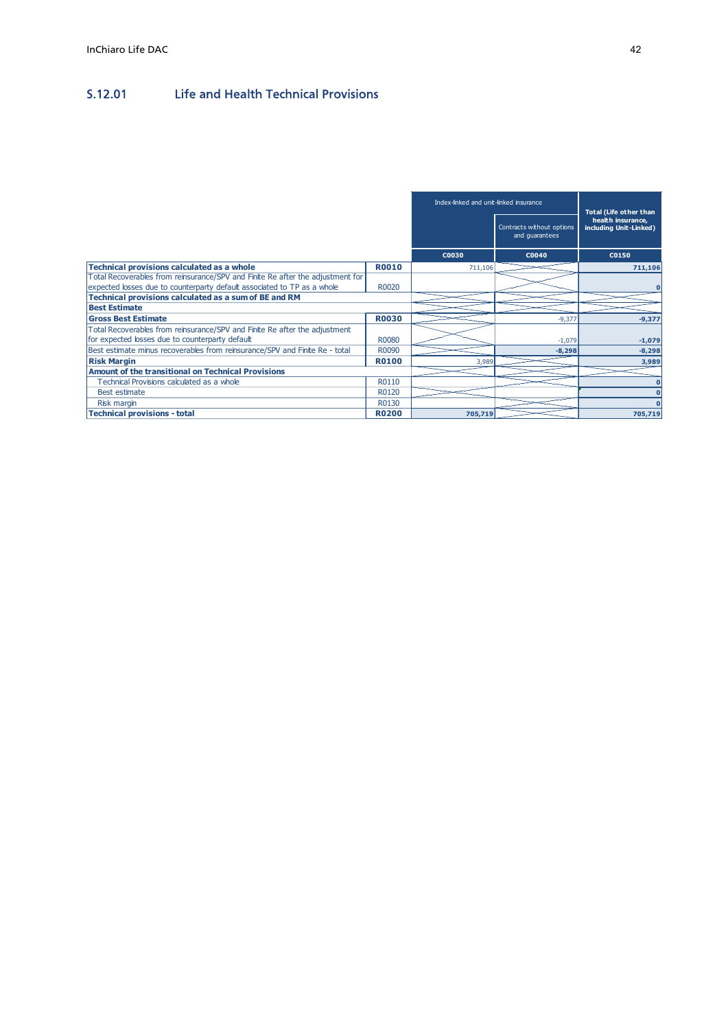## S.12.01 Life and Health Technical Provisions

| | | Index-linked and unit-linked insurance | | Total (Life other than health insurance, including Unit-Linked) |
|---|---|---|---|---|
| | | | Contracts without options and guarantees | |
| | | C0030 | C0040 | C0150 |
| **Technical provisions calculated as a whole** | **R0010** | 711,106 | | **711,106** |
| Total Recoverables from reinsurance/SPV and Finite Re after the adjustment for expected losses due to counterparty default associated to TP as a whole | R0020 | | | **0** |
| **Technical provisions calculated as a sum of BE and RM** | | | | |
| **Best Estimate** | | | | |
| **Gross Best Estimate** | **R0030** | | -9,377 | **-9,377** |
| Total Recoverables from reinsurance/SPV and Finite Re after the adjustment for expected losses due to counterparty default | R0080 | | -1,079 | **-1,079** |
| Best estimate minus recoverables from reinsurance/SPV and Finite Re - total | R0090 | | **-8,298** | **-8,298** |
| **Risk Margin** | **R0100** | 3,989 | | **3,989** |
| **Amount of the transitional on Technical Provisions** | | | | |
| Technical Provisions calculated as a whole | R0110 | | | **0** |
| Best estimate | R0120 | | | **0** |
| Risk margin | R0130 | | | **0** |
| **Technical provisions - total** | **R0200** | **705,719** | | **705,719** |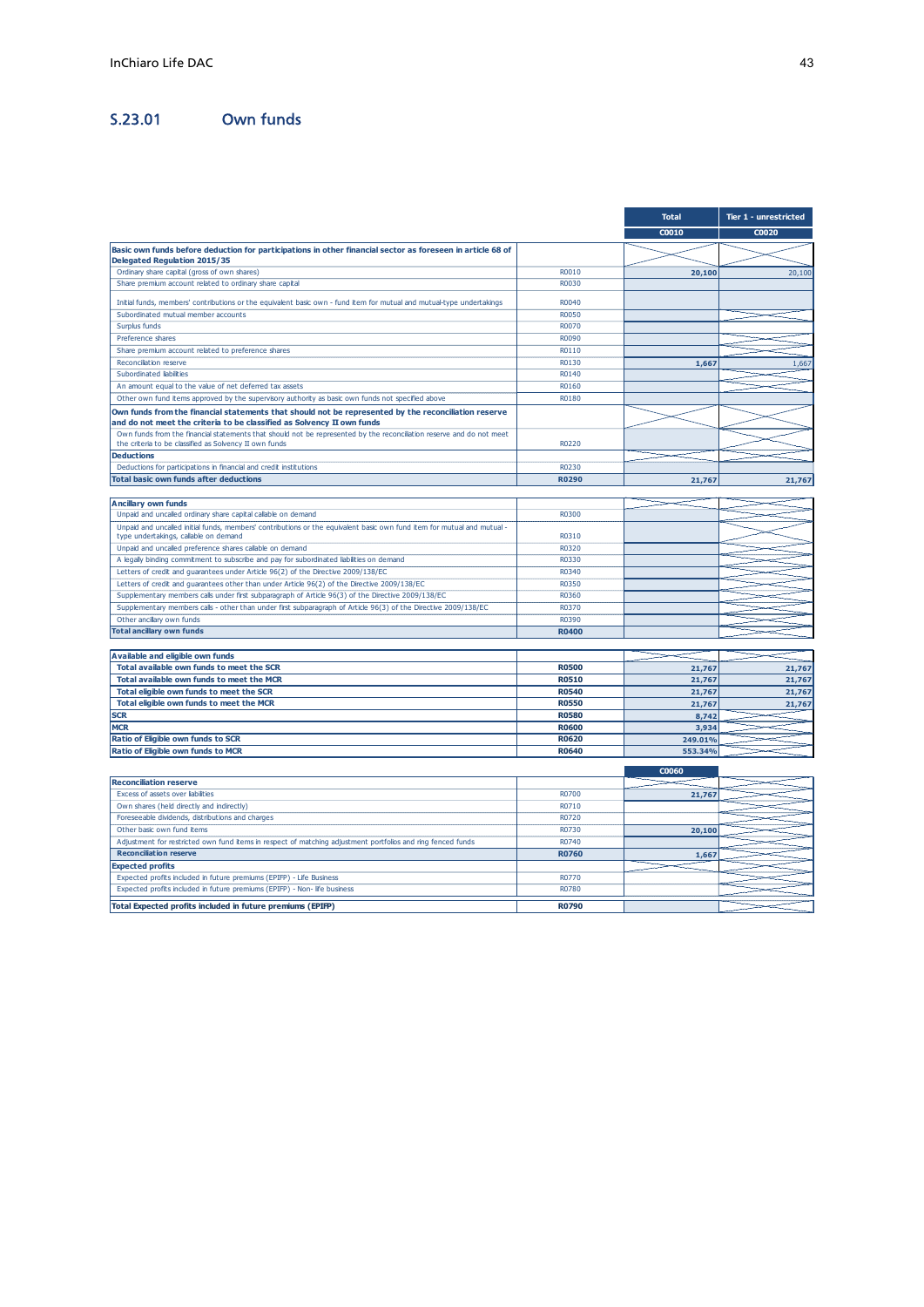## S.23.01 Own funds

| | | Total | Tier 1 - unrestricted |
|---|---|---|---|
| | | C0010 | C0020 |
| **Basic own funds before deduction for participations in other financial sector as foreseen in article 68 of Delegated Regulation 2015/35** | | | |
| Ordinary share capital (gross of own shares) | R0010 | 20,100 | 20,100 |
| Share premium account related to ordinary share capital | R0030 | | |
| Initial funds, members' contributions or the equivalent basic own - fund item for mutual and mutual-type undertakings | R0040 | | |
| Subordinated mutual member accounts | R0050 | | |
| Surplus funds | R0070 | | |
| Preference shares | R0090 | | |
| Share premium account related to preference shares | R0110 | | |
| Reconciliation reserve | R0130 | 1,667 | 1,667 |
| Subordinated liabilities | R0140 | | |
| An amount equal to the value of net deferred tax assets | R0160 | | |
| Other own fund items approved by the supervisory authority as basic own funds not specified above | R0180 | | |
| **Own funds from the financial statements that should not be represented by the reconciliation reserve and do not meet the criteria to be classified as Solvency II own funds** | | | |
| Own funds from the financial statements that should not be represented by the reconciliation reserve and do not meet the criteria to be classified as Solvency II own funds | R0220 | | |
| **Deductions** | | | |
| Deductions for participations in financial and credit institutions | R0230 | | |
| **Total basic own funds after deductions** | **R0290** | **21,767** | **21,767** |
| **Ancillary own funds** | | | |
| Unpaid and uncalled ordinary share capital callable on demand | R0300 | | |
| Unpaid and uncalled initial funds, members' contributions or the equivalent basic own fund item for mutual and mutual - type undertakings, callable on demand | R0310 | | |
| Unpaid and uncalled preference shares callable on demand | R0320 | | |
| A legally binding commitment to subscribe and pay for subordinated liabilities on demand | R0330 | | |
| Letters of credit and guarantees under Article 96(2) of the Directive 2009/138/EC | R0340 | | |
| Letters of credit and guarantees other than under Article 96(2) of the Directive 2009/138/EC | R0350 | | |
| Supplementary members calls under first subparagraph of Article 96(3) of the Directive 2009/138/EC | R0360 | | |
| Supplementary members calls - other than under first subparagraph of Article 96(3) of the Directive 2009/138/EC | R0370 | | |
| Other ancillary own funds | R0390 | | |
| **Total ancillary own funds** | **R0400** | | |
| **Available and eligible own funds** | | | |
| **Total available own funds to meet the SCR** | **R0500** | **21,767** | **21,767** |
| **Total available own funds to meet the MCR** | **R0510** | **21,767** | **21,767** |
| **Total eligible own funds to meet the SCR** | **R0540** | **21,767** | **21,767** |
| **Total eligible own funds to meet the MCR** | **R0550** | **21,767** | **21,767** |
| **SCR** | **R0580** | **8,742** | |
| **MCR** | **R0600** | **3,934** | |
| **Ratio of Eligible own funds to SCR** | **R0620** | **249.01%** | |
| **Ratio of Eligible own funds to MCR** | **R0640** | **553.34%** | |

| | | C0060 | |
|---|---|---|---|
| **Reconciliation reserve** | | | |
| Excess of assets over liabilities | R0700 | 21,767 | |
| Own shares (held directly and indirectly) | R0710 | | |
| Foreseeable dividends, distributions and charges | R0720 | | |
| Other basic own fund items | R0730 | 20,100 | |
| Adjustment for restricted own fund items in respect of matching adjustment portfolios and ring fenced funds | R0740 | | |
| **Reconciliation reserve** | **R0760** | **1,667** | |
| **Expected profits** | | | |
| Expected profits included in future premiums (EPIFP) - Life Business | R0770 | | |
| Expected profits included in future premiums (EPIFP) - Non- life business | R0780 | | |
| **Total Expected profits included in future premiums (EPIFP)** | **R0790** | | |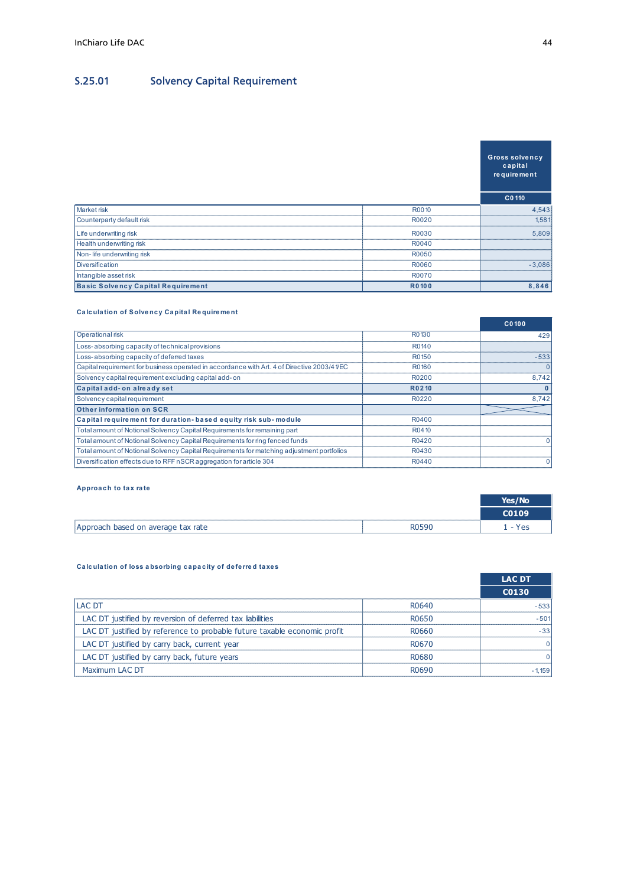## S.25.01 Solvency Capital Requirement

| | | Gross solvency capital requirement |
|---|---|---|
| | | C0110 |
| Market risk | R0010 | 4,543 |
| Counterparty default risk | R0020 | 1,581 |
| Life underwriting risk | R0030 | 5,809 |
| Health underwriting risk | R0040 | |
| Non-life underwriting risk | R0050 | |
| Diversification | R0060 | -3,086 |
| Intangible asset risk | R0070 | |
| **Basic Solvency Capital Requirement** | **R0100** | **8,846** |

**Calculation of Solvency Capital Requirement**

| | | C0100 |
|---|---|---|
| Operational risk | R0130 | 429 |
| Loss-absorbing capacity of technical provisions | R0140 | |
| Loss-absorbing capacity of deferred taxes | R0150 | -533 |
| Capital requirement for business operated in accordance with Art. 4 of Directive 2003/41/EC | R0160 | 0 |
| Solvency capital requirement excluding capital add-on | R0200 | 8,742 |
| **Capital add-on already set** | **R0210** | **0** |
| Solvency capital requirement | R0220 | 8,742 |
| **Other information on SCR** | | |
| **Capital requirement for duration-based equity risk sub-module** | R0400 | |
| Total amount of Notional Solvency Capital Requirements for remaining part | R0410 | |
| Total amount of Notional Solvency Capital Requirements for ring fenced funds | R0420 | 0 |
| Total amount of Notional Solvency Capital Requirements for matching adjustment portfolios | R0430 | |
| Diversification effects due to RFF nSCR aggregation for article 304 | R0440 | 0 |

**Approach to tax rate**

| | | Yes/No |
|---|---|---|
| | | C0109 |
| Approach based on average tax rate | R0590 | 1 - Yes |

**Calculation of loss absorbing capacity of deferred taxes**

| | | LAC DT |
|---|---|---|
| | | C0130 |
| LAC DT | R0640 | -533 |
| LAC DT justified by reversion of deferred tax liabilities | R0650 | -501 |
| LAC DT justified by reference to probable future taxable economic profit | R0660 | -33 |
| LAC DT justified by carry back, current year | R0670 | 0 |
| LAC DT justified by carry back, future years | R0680 | 0 |
| Maximum LAC DT | R0690 | -1,159 |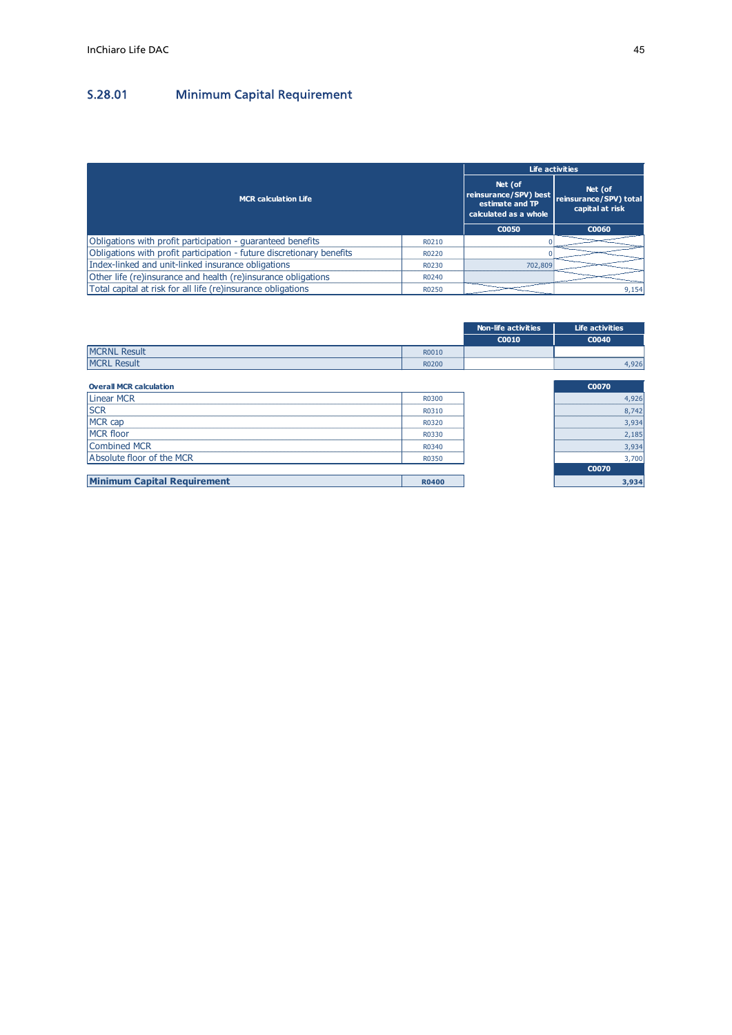## S.28.01 Minimum Capital Requirement

| MCR calculation Life | | Life activities | |
|---|---|---|---|
| | | Net (of reinsurance/SPV) best estimate and TP calculated as a whole | Net (of reinsurance/SPV) total capital at risk |
| | | C0050 | C0060 |
| Obligations with profit participation - guaranteed benefits | R0210 | 0 | |
| Obligations with profit participation - future discretionary benefits | R0220 | 0 | |
| Index-linked and unit-linked insurance obligations | R0230 | 702,809 | |
| Other life (re)insurance and health (re)insurance obligations | R0240 | | |
| Total capital at risk for all life (re)insurance obligations | R0250 | | 9,154 |

| | | Non-life activities | Life activities |
|---|---|---|---|
| | | C0010 | C0040 |
| MCRNL Result | R0010 | | |
| MCRL Result | R0200 | | 4,926 |

| Overall MCR calculation | | C0070 |
|---|---|---|
| Linear MCR | R0300 | 4,926 |
| SCR | R0310 | 8,742 |
| MCR cap | R0320 | 3,934 |
| MCR floor | R0330 | 2,185 |
| Combined MCR | R0340 | 3,934 |
| Absolute floor of the MCR | R0350 | 3,700 |
| | | **C0070** |
| **Minimum Capital Requirement** | **R0400** | **3,934** |